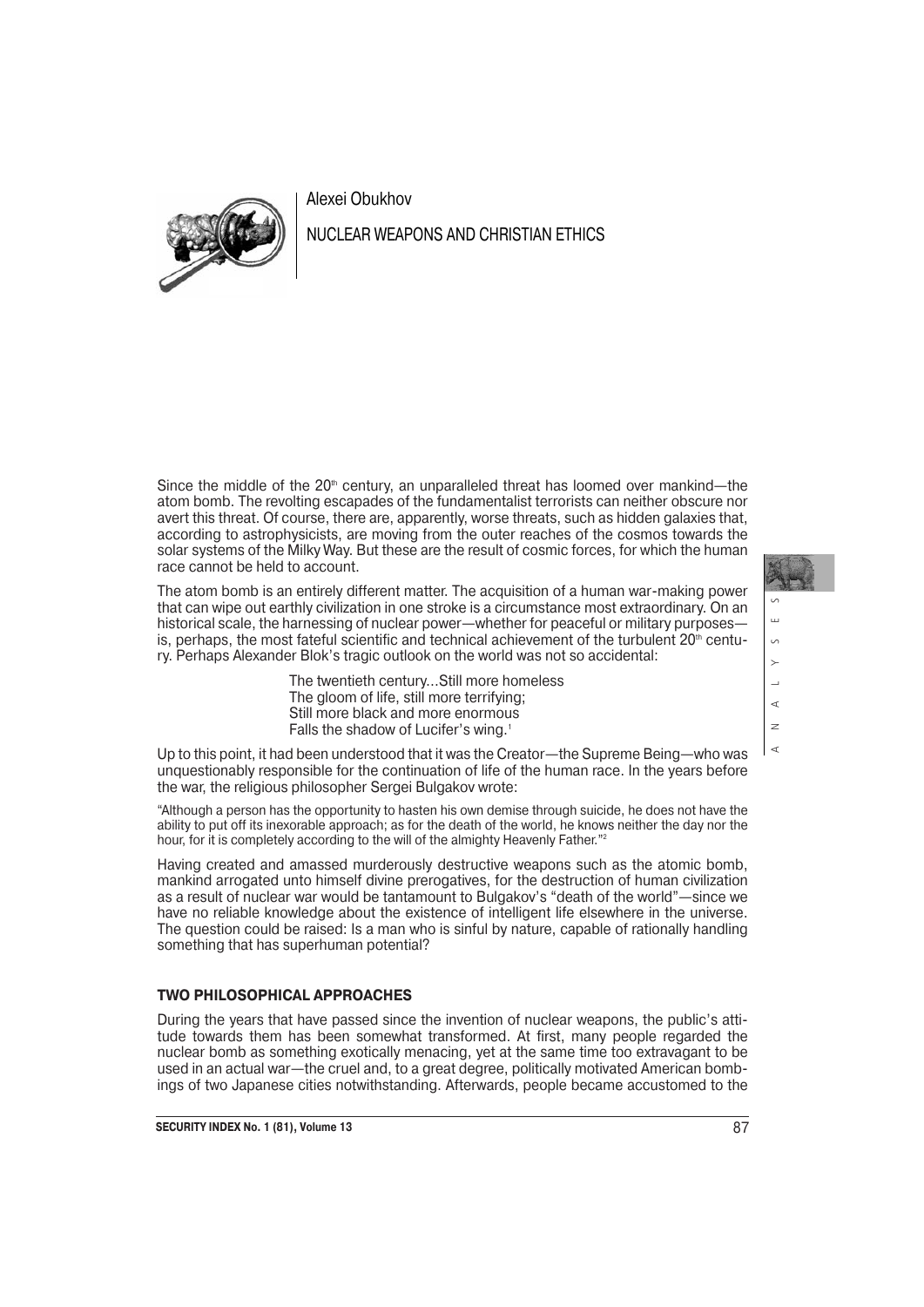Alexei Obukhov

# NUCLEAR WEAPONS AND CHRISTIAN ETHICS

Since the middle of the 20th century, an unparalleled threat has loomed over mankind—the atom bomb. The revolting escapades of the fundamentalist terrorists can neither obscure nor avert this threat. Of course, there are, apparently, worse threats, such as hidden galaxies that, according to astrophysicists, are moving from the outer reaches of the cosmos towards the solar systems of the Milky Way. But these are the result of cosmic forces, for which the human race cannot be held to account.

The atom bomb is an entirely different matter. The acquisition of a human war-making power that can wipe out earthly civilization in one stroke is a circumstance most extraordinary. On an historical scale, the harnessing of nuclear power—whether for peaceful or military purposes—is, perhaps, the most fateful scientific and technical achievement of the turbulent 20th century. Perhaps Alexander Blok's tragic outlook on the world was not so accidental:

> The twentieth century...Still more homeless
> The gloom of life, still more terrifying;
> Still more black and more enormous
> Falls the shadow of Lucifer's wing.[1]

Up to this point, it had been understood that it was the Creator—the Supreme Being—who was unquestionably responsible for the continuation of life of the human race. In the years before the war, the religious philosopher Sergei Bulgakov wrote:

"Although a person has the opportunity to hasten his own demise through suicide, he does not have the ability to put off its inexorable approach; as for the death of the world, he knows neither the day nor the hour, for it is completely according to the will of the almighty Heavenly Father."[2]

Having created and amassed murderously destructive weapons such as the atomic bomb, mankind arrogated unto himself divine prerogatives, for the destruction of human civilization as a result of nuclear war would be tantamount to Bulgakov's "death of the world"—since we have no reliable knowledge about the existence of intelligent life elsewhere in the universe. The question could be raised: Is a man who is sinful by nature, capable of rationally handling something that has superhuman potential?

## TWO PHILOSOPHICAL APPROACHES

During the years that have passed since the invention of nuclear weapons, the public's attitude towards them has been somewhat transformed. At first, many people regarded the nuclear bomb as something exotically menacing, yet at the same time too extravagant to be used in an actual war—the cruel and, to a great degree, politically motivated American bombings of two Japanese cities notwithstanding. Afterwards, people became accustomed to the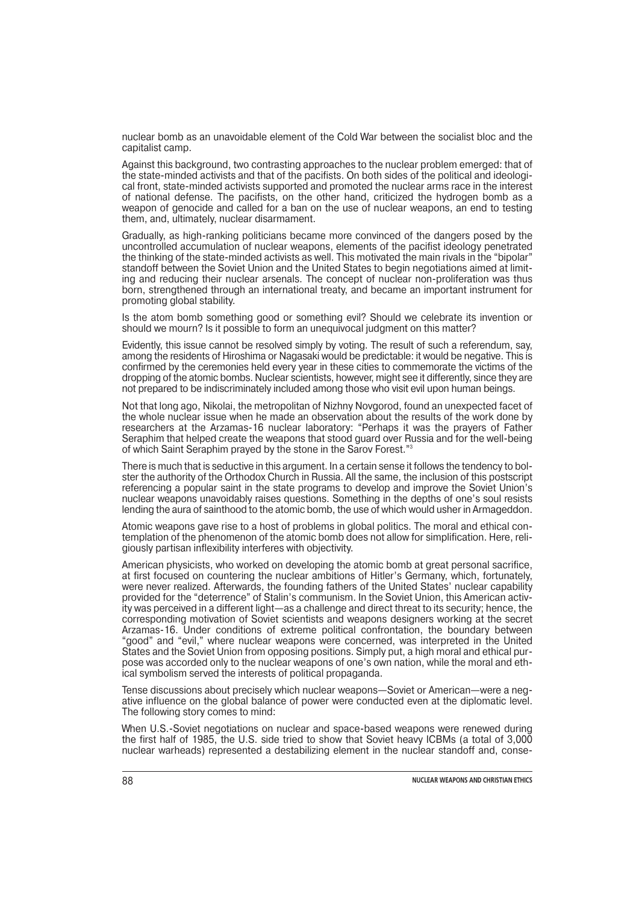nuclear bomb as an unavoidable element of the Cold War between the socialist bloc and the capitalist camp.

Against this background, two contrasting approaches to the nuclear problem emerged: that of the state-minded activists and that of the pacifists. On both sides of the political and ideological front, state-minded activists supported and promoted the nuclear arms race in the interest of national defense. The pacifists, on the other hand, criticized the hydrogen bomb as a weapon of genocide and called for a ban on the use of nuclear weapons, an end to testing them, and, ultimately, nuclear disarmament.

Gradually, as high-ranking politicians became more convinced of the dangers posed by the uncontrolled accumulation of nuclear weapons, elements of the pacifist ideology penetrated the thinking of the state-minded activists as well. This motivated the main rivals in the "bipolar" standoff between the Soviet Union and the United States to begin negotiations aimed at limiting and reducing their nuclear arsenals. The concept of nuclear non-proliferation was thus born, strengthened through an international treaty, and became an important instrument for promoting global stability.

Is the atom bomb something good or something evil? Should we celebrate its invention or should we mourn? Is it possible to form an unequivocal judgment on this matter?

Evidently, this issue cannot be resolved simply by voting. The result of such a referendum, say, among the residents of Hiroshima or Nagasaki would be predictable: it would be negative. This is confirmed by the ceremonies held every year in these cities to commemorate the victims of the dropping of the atomic bombs. Nuclear scientists, however, might see it differently, since they are not prepared to be indiscriminately included among those who visit evil upon human beings.

Not that long ago, Nikolai, the metropolitan of Nizhny Novgorod, found an unexpected facet of the whole nuclear issue when he made an observation about the results of the work done by researchers at the Arzamas-16 nuclear laboratory: "Perhaps it was the prayers of Father Seraphim that helped create the weapons that stood guard over Russia and for the well-being of which Saint Seraphim prayed by the stone in the Sarov Forest."[3]

There is much that is seductive in this argument. In a certain sense it follows the tendency to bolster the authority of the Orthodox Church in Russia. All the same, the inclusion of this postscript referencing a popular saint in the state programs to develop and improve the Soviet Union's nuclear weapons unavoidably raises questions. Something in the depths of one's soul resists lending the aura of sainthood to the atomic bomb, the use of which would usher in Armageddon.

Atomic weapons gave rise to a host of problems in global politics. The moral and ethical contemplation of the phenomenon of the atomic bomb does not allow for simplification. Here, religiously partisan inflexibility interferes with objectivity.

American physicists, who worked on developing the atomic bomb at great personal sacrifice, at first focused on countering the nuclear ambitions of Hitler's Germany, which, fortunately, were never realized. Afterwards, the founding fathers of the United States' nuclear capability provided for the "deterrence" of Stalin's communism. In the Soviet Union, this American activity was perceived in a different light—as a challenge and direct threat to its security; hence, the corresponding motivation of Soviet scientists and weapons designers working at the secret Arzamas-16. Under conditions of extreme political confrontation, the boundary between "good" and "evil," where nuclear weapons were concerned, was interpreted in the United States and the Soviet Union from opposing positions. Simply put, a high moral and ethical purpose was accorded only to the nuclear weapons of one's own nation, while the moral and ethical symbolism served the interests of political propaganda.

Tense discussions about precisely which nuclear weapons—Soviet or American—were a negative influence on the global balance of power were conducted even at the diplomatic level. The following story comes to mind:

When U.S.-Soviet negotiations on nuclear and space-based weapons were renewed during the first half of 1985, the U.S. side tried to show that Soviet heavy ICBMs (a total of 3,000 nuclear warheads) represented a destabilizing element in the nuclear standoff and, conse-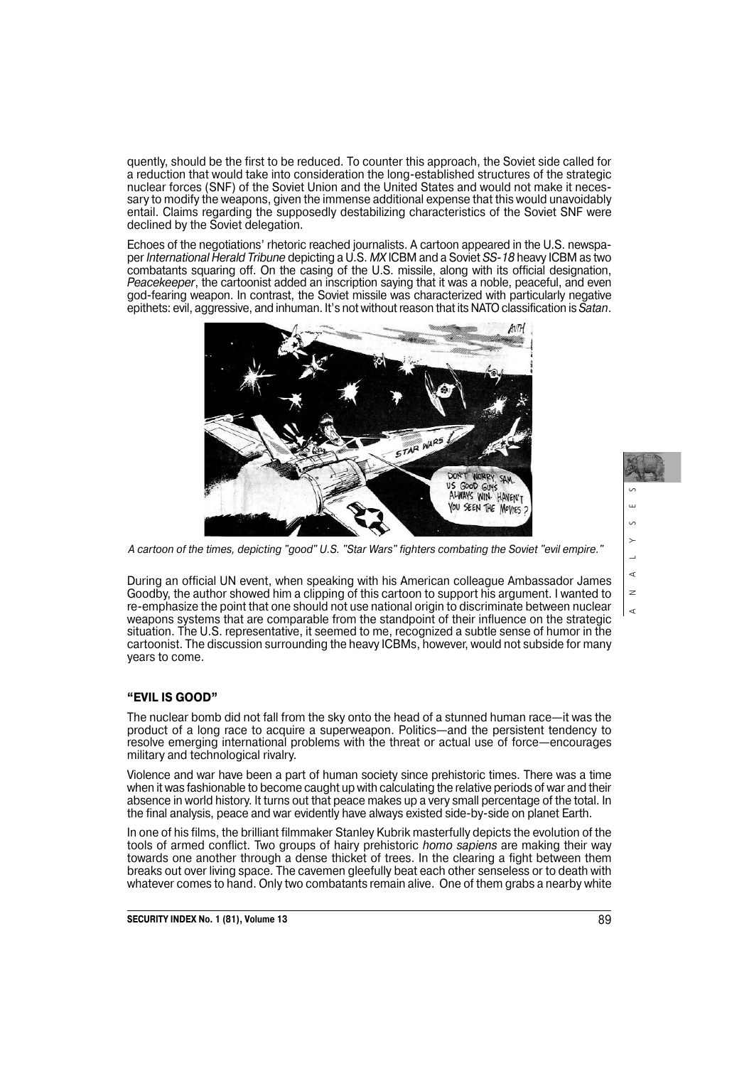quently, should be the first to be reduced. To counter this approach, the Soviet side called for a reduction that would take into consideration the long-established structures of the strategic nuclear forces (SNF) of the Soviet Union and the United States and would not make it necessary to modify the weapons, given the immense additional expense that this would unavoidably entail. Claims regarding the supposedly destabilizing characteristics of the Soviet SNF were declined by the Soviet delegation.

Echoes of the negotiations' rhetoric reached journalists. A cartoon appeared in the U.S. newspaper *International Herald Tribune* depicting a U.S. *MX* ICBM and a Soviet *SS-18* heavy ICBM as two combatants squaring off. On the casing of the U.S. missile, along with its official designation, *Peacekeeper*, the cartoonist added an inscription saying that it was a noble, peaceful, and even god-fearing weapon. In contrast, the Soviet missile was characterized with particularly negative epithets: evil, aggressive, and inhuman. It's not without reason that its NATO classification is *Satan*.

*A cartoon of the times, depicting "good" U.S. "Star Wars" fighters combating the Soviet "evil empire."*

During an official UN event, when speaking with his American colleague Ambassador James Goodby, the author showed him a clipping of this cartoon to support his argument. I wanted to re-emphasize the point that one should not use national origin to discriminate between nuclear weapons systems that are comparable from the standpoint of their influence on the strategic situation. The U.S. representative, it seemed to me, recognized a subtle sense of humor in the cartoonist. The discussion surrounding the heavy ICBMs, however, would not subside for many years to come.

## "EVIL IS GOOD"

The nuclear bomb did not fall from the sky onto the head of a stunned human race—it was the product of a long race to acquire a superweapon. Politics—and the persistent tendency to resolve emerging international problems with the threat or actual use of force—encourages military and technological rivalry.

Violence and war have been a part of human society since prehistoric times. There was a time when it was fashionable to become caught up with calculating the relative periods of war and their absence in world history. It turns out that peace makes up a very small percentage of the total. In the final analysis, peace and war evidently have always existed side-by-side on planet Earth.

In one of his films, the brilliant filmmaker Stanley Kubrik masterfully depicts the evolution of the tools of armed conflict. Two groups of hairy prehistoric *homo sapiens* are making their way towards one another through a dense thicket of trees. In the clearing a fight between them breaks out over living space. The cavemen gleefully beat each other senseless or to death with whatever comes to hand. Only two combatants remain alive. One of them grabs a nearby white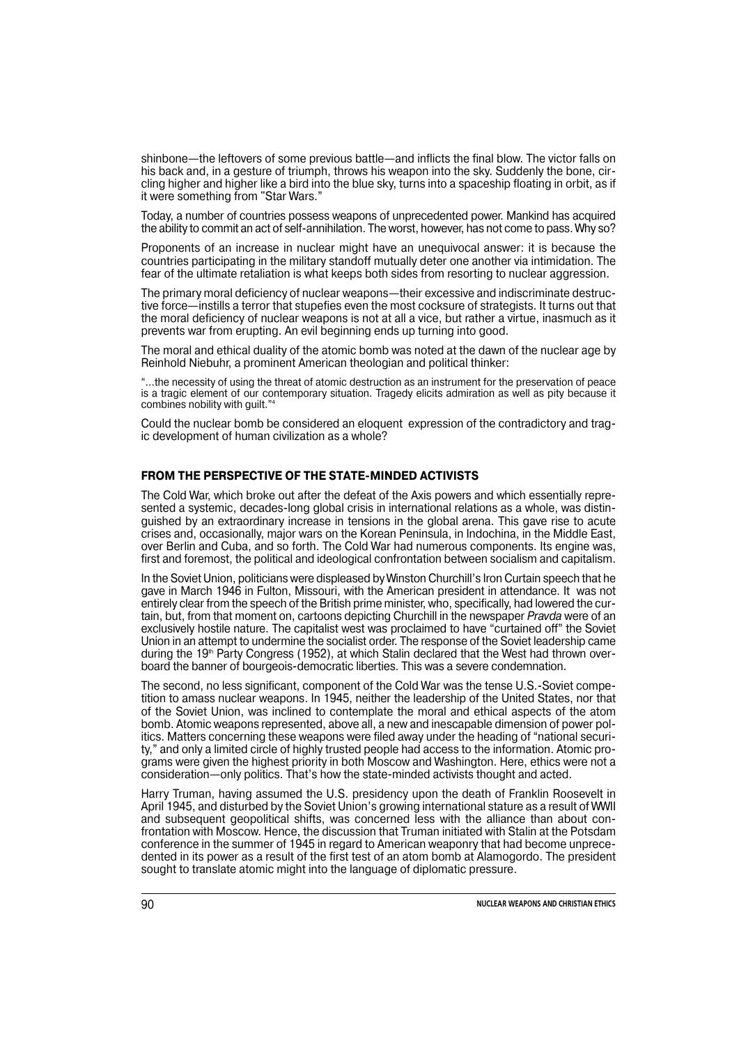shinbone—the leftovers of some previous battle—and inflicts the final blow. The victor falls on his back and, in a gesture of triumph, throws his weapon into the sky. Suddenly the bone, circling higher and higher like a bird into the blue sky, turns into a spaceship floating in orbit, as if it were something from "Star Wars."

Today, a number of countries possess weapons of unprecedented power. Mankind has acquired the ability to commit an act of self-annihilation. The worst, however, has not come to pass. Why so?

Proponents of an increase in nuclear might have an unequivocal answer: it is because the countries participating in the military standoff mutually deter one another via intimidation. The fear of the ultimate retaliation is what keeps both sides from resorting to nuclear aggression.

The primary moral deficiency of nuclear weapons—their excessive and indiscriminate destructive force—instills a terror that stupefies even the most cocksure of strategists. It turns out that the moral deficiency of nuclear weapons is not at all a vice, but rather a virtue, inasmuch as it prevents war from erupting. An evil beginning ends up turning into good.

The moral and ethical duality of the atomic bomb was noted at the dawn of the nuclear age by Reinhold Niebuhr, a prominent American theologian and political thinker:

> "...the necessity of using the threat of atomic destruction as an instrument for the preservation of peace is a tragic element of our contemporary situation. Tragedy elicits admiration as well as pity because it combines nobility with guilt."[4]

Could the nuclear bomb be considered an eloquent expression of the contradictory and tragic development of human civilization as a whole?

## FROM THE PERSPECTIVE OF THE STATE-MINDED ACTIVISTS

The Cold War, which broke out after the defeat of the Axis powers and which essentially represented a systemic, decades-long global crisis in international relations as a whole, was distinguished by an extraordinary increase in tensions in the global arena. This gave rise to acute crises and, occasionally, major wars on the Korean Peninsula, in Indochina, in the Middle East, over Berlin and Cuba, and so forth. The Cold War had numerous components. Its engine was, first and foremost, the political and ideological confrontation between socialism and capitalism.

In the Soviet Union, politicians were displeased by Winston Churchill's Iron Curtain speech that he gave in March 1946 in Fulton, Missouri, with the American president in attendance. It was not entirely clear from the speech of the British prime minister, who, specifically, had lowered the curtain, but, from that moment on, cartoons depicting Churchill in the newspaper *Pravda* were of an exclusively hostile nature. The capitalist west was proclaimed to have "curtained off" the Soviet Union in an attempt to undermine the socialist order. The response of the Soviet leadership came during the 19th Party Congress (1952), at which Stalin declared that the West had thrown overboard the banner of bourgeois-democratic liberties. This was a severe condemnation.

The second, no less significant, component of the Cold War was the tense U.S.-Soviet competition to amass nuclear weapons. In 1945, neither the leadership of the United States, nor that of the Soviet Union, was inclined to contemplate the moral and ethical aspects of the atom bomb. Atomic weapons represented, above all, a new and inescapable dimension of power politics. Matters concerning these weapons were filed away under the heading of "national security," and only a limited circle of highly trusted people had access to the information. Atomic programs were given the highest priority in both Moscow and Washington. Here, ethics were not a consideration—only politics. That's how the state-minded activists thought and acted.

Harry Truman, having assumed the U.S. presidency upon the death of Franklin Roosevelt in April 1945, and disturbed by the Soviet Union's growing international stature as a result of WWII and subsequent geopolitical shifts, was concerned less with the alliance than about confrontation with Moscow. Hence, the discussion that Truman initiated with Stalin at the Potsdam conference in the summer of 1945 in regard to American weaponry that had become unprecedented in its power as a result of the first test of an atom bomb at Alamogordo. The president sought to translate atomic might into the language of diplomatic pressure.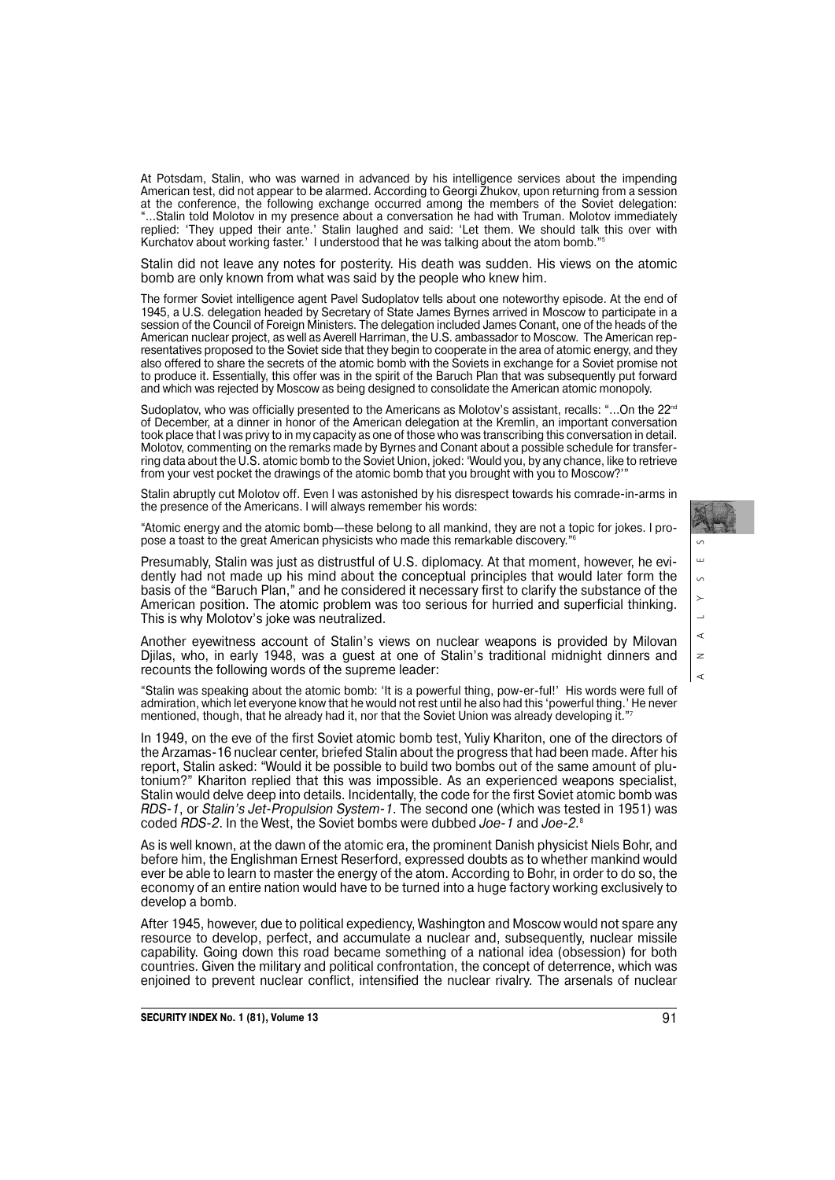At Potsdam, Stalin, who was warned in advanced by his intelligence services about the impending American test, did not appear to be alarmed. According to Georgi Zhukov, upon returning from a session at the conference, the following exchange occurred among the members of the Soviet delegation: "...Stalin told Molotov in my presence about a conversation he had with Truman. Molotov immediately replied: 'They upped their ante.' Stalin laughed and said: 'Let them. We should talk this over with Kurchatov about working faster.' I understood that he was talking about the atom bomb."[5]

Stalin did not leave any notes for posterity. His death was sudden. His views on the atomic bomb are only known from what was said by the people who knew him.

The former Soviet intelligence agent Pavel Sudoplatov tells about one noteworthy episode. At the end of 1945, a U.S. delegation headed by Secretary of State James Byrnes arrived in Moscow to participate in a session of the Council of Foreign Ministers. The delegation included James Conant, one of the heads of the American nuclear project, as well as Averell Harriman, the U.S. ambassador to Moscow. The American representatives proposed to the Soviet side that they begin to cooperate in the area of atomic energy, and they also offered to share the secrets of the atomic bomb with the Soviets in exchange for a Soviet promise not to produce it. Essentially, this offer was in the spirit of the Baruch Plan that was subsequently put forward and which was rejected by Moscow as being designed to consolidate the American atomic monopoly.

Sudoplatov, who was officially presented to the Americans as Molotov's assistant, recalls: "...On the 22nd of December, at a dinner in honor of the American delegation at the Kremlin, an important conversation took place that I was privy to in my capacity as one of those who was transcribing this conversation in detail. Molotov, commenting on the remarks made by Byrnes and Conant about a possible schedule for transferring data about the U.S. atomic bomb to the Soviet Union, joked: 'Would you, by any chance, like to retrieve from your vest pocket the drawings of the atomic bomb that you brought with you to Moscow?'"

Stalin abruptly cut Molotov off. Even I was astonished by his disrespect towards his comrade-in-arms in the presence of the Americans. I will always remember his words:

"Atomic energy and the atomic bomb—these belong to all mankind, they are not a topic for jokes. I propose a toast to the great American physicists who made this remarkable discovery."[6]

Presumably, Stalin was just as distrustful of U.S. diplomacy. At that moment, however, he evidently had not made up his mind about the conceptual principles that would later form the basis of the "Baruch Plan," and he considered it necessary first to clarify the substance of the American position. The atomic problem was too serious for hurried and superficial thinking. This is why Molotov's joke was neutralized.

Another eyewitness account of Stalin's views on nuclear weapons is provided by Milovan Djilas, who, in early 1948, was a guest at one of Stalin's traditional midnight dinners and recounts the following words of the supreme leader:

"Stalin was speaking about the atomic bomb: 'It is a powerful thing, pow-er-ful!' His words were full of admiration, which let everyone know that he would not rest until he also had this 'powerful thing.' He never mentioned, though, that he already had it, nor that the Soviet Union was already developing it."[7]

In 1949, on the eve of the first Soviet atomic bomb test, Yuliy Khariton, one of the directors of the Arzamas-16 nuclear center, briefed Stalin about the progress that had been made. After his report, Stalin asked: "Would it be possible to build two bombs out of the same amount of plutonium?" Khariton replied that this was impossible. As an experienced weapons specialist, Stalin would delve deep into details. Incidentally, the code for the first Soviet atomic bomb was *RDS-1*, or *Stalin's Jet-Propulsion System-1*. The second one (which was tested in 1951) was coded *RDS-2*. In the West, the Soviet bombs were dubbed *Joe-1* and *Joe-2.*[8]

As is well known, at the dawn of the atomic era, the prominent Danish physicist Niels Bohr, and before him, the Englishman Ernest Reserford, expressed doubts as to whether mankind would ever be able to learn to master the energy of the atom. According to Bohr, in order to do so, the economy of an entire nation would have to be turned into a huge factory working exclusively to develop a bomb.

After 1945, however, due to political expediency, Washington and Moscow would not spare any resource to develop, perfect, and accumulate a nuclear and, subsequently, nuclear missile capability. Going down this road became something of a national idea (obsession) for both countries. Given the military and political confrontation, the concept of deterrence, which was enjoined to prevent nuclear conflict, intensified the nuclear rivalry. The arsenals of nuclear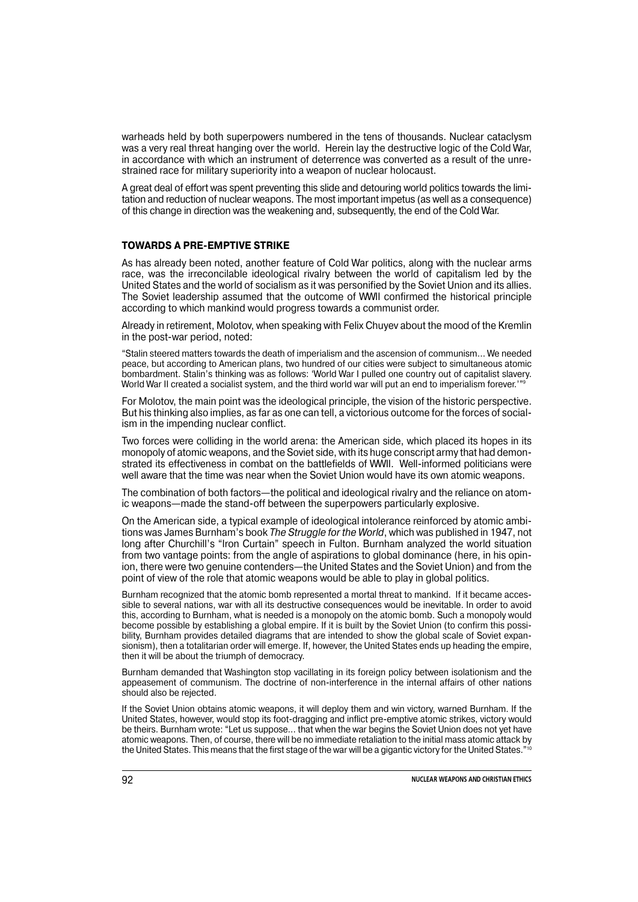warheads held by both superpowers numbered in the tens of thousands. Nuclear cataclysm was a very real threat hanging over the world. Herein lay the destructive logic of the Cold War, in accordance with which an instrument of deterrence was converted as a result of the unrestrained race for military superiority into a weapon of nuclear holocaust.

A great deal of effort was spent preventing this slide and detouring world politics towards the limitation and reduction of nuclear weapons. The most important impetus (as well as a consequence) of this change in direction was the weakening and, subsequently, the end of the Cold War.

## TOWARDS A PRE-EMPTIVE STRIKE

As has already been noted, another feature of Cold War politics, along with the nuclear arms race, was the irreconcilable ideological rivalry between the world of capitalism led by the United States and the world of socialism as it was personified by the Soviet Union and its allies. The Soviet leadership assumed that the outcome of WWII confirmed the historical principle according to which mankind would progress towards a communist order.

Already in retirement, Molotov, when speaking with Felix Chuyev about the mood of the Kremlin in the post-war period, noted:

> "Stalin steered matters towards the death of imperialism and the ascension of communism... We needed peace, but according to American plans, two hundred of our cities were subject to simultaneous atomic bombardment. Stalin's thinking was as follows: 'World War I pulled one country out of capitalist slavery. World War II created a socialist system, and the third world war will put an end to imperialism forever.'"[9]

For Molotov, the main point was the ideological principle, the vision of the historic perspective. But his thinking also implies, as far as one can tell, a victorious outcome for the forces of socialism in the impending nuclear conflict.

Two forces were colliding in the world arena: the American side, which placed its hopes in its monopoly of atomic weapons, and the Soviet side, with its huge conscript army that had demonstrated its effectiveness in combat on the battlefields of WWII. Well-informed politicians were well aware that the time was near when the Soviet Union would have its own atomic weapons.

The combination of both factors—the political and ideological rivalry and the reliance on atomic weapons—made the stand-off between the superpowers particularly explosive.

On the American side, a typical example of ideological intolerance reinforced by atomic ambitions was James Burnham's book *The Struggle for the World*, which was published in 1947, not long after Churchill's "Iron Curtain" speech in Fulton. Burnham analyzed the world situation from two vantage points: from the angle of aspirations to global dominance (here, in his opinion, there were two genuine contenders—the United States and the Soviet Union) and from the point of view of the role that atomic weapons would be able to play in global politics.

> Burnham recognized that the atomic bomb represented a mortal threat to mankind. If it became accessible to several nations, war with all its destructive consequences would be inevitable. In order to avoid this, according to Burnham, what is needed is a monopoly on the atomic bomb. Such a monopoly would become possible by establishing a global empire. If it is built by the Soviet Union (to confirm this possibility, Burnham provides detailed diagrams that are intended to show the global scale of Soviet expansionism), then a totalitarian order will emerge. If, however, the United States ends up heading the empire, then it will be about the triumph of democracy.
>
> Burnham demanded that Washington stop vacillating in its foreign policy between isolationism and the appeasement of communism. The doctrine of non-interference in the internal affairs of other nations should also be rejected.
>
> If the Soviet Union obtains atomic weapons, it will deploy them and win victory, warned Burnham. If the United States, however, would stop its foot-dragging and inflict pre-emptive atomic strikes, victory would be theirs. Burnham wrote: "Let us suppose... that when the war begins the Soviet Union does not yet have atomic weapons. Then, of course, there will be no immediate retaliation to the initial mass atomic attack by the United States. This means that the first stage of the war will be a gigantic victory for the United States."[10]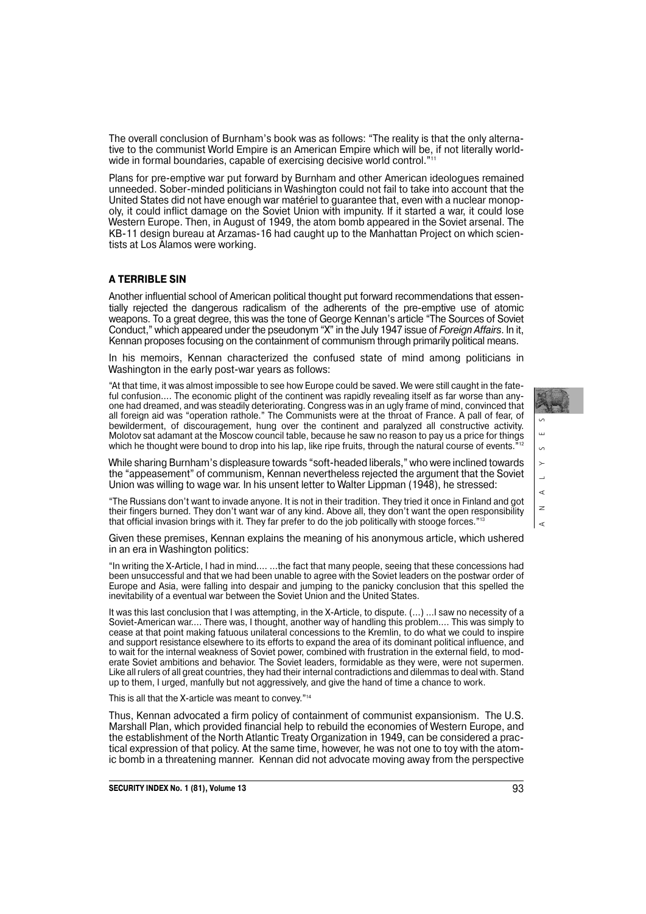The overall conclusion of Burnham's book was as follows: "The reality is that the only alternative to the communist World Empire is an American Empire which will be, if not literally worldwide in formal boundaries, capable of exercising decisive world control."[11]

Plans for pre-emptive war put forward by Burnham and other American ideologues remained unneeded. Sober-minded politicians in Washington could not fail to take into account that the United States did not have enough war matériel to guarantee that, even with a nuclear monopoly, it could inflict damage on the Soviet Union with impunity. If it started a war, it could lose Western Europe. Then, in August of 1949, the atom bomb appeared in the Soviet arsenal. The KB-11 design bureau at Arzamas-16 had caught up to the Manhattan Project on which scientists at Los Alamos were working.

## A TERRIBLE SIN

Another influential school of American political thought put forward recommendations that essentially rejected the dangerous radicalism of the adherents of the pre-emptive use of atomic weapons. To a great degree, this was the tone of George Kennan's article "The Sources of Soviet Conduct," which appeared under the pseudonym "X" in the July 1947 issue of *Foreign Affairs*. In it, Kennan proposes focusing on the containment of communism through primarily political means.

In his memoirs, Kennan characterized the confused state of mind among politicians in Washington in the early post-war years as follows:

"At that time, it was almost impossible to see how Europe could be saved. We were still caught in the fateful confusion.... The economic plight of the continent was rapidly revealing itself as far worse than anyone had dreamed, and was steadily deteriorating. Congress was in an ugly frame of mind, convinced that all foreign aid was "operation rathole." The Communists were at the throat of France. A pall of fear, of bewilderment, of discouragement, hung over the continent and paralyzed all constructive activity. Molotov sat adamant at the Moscow council table, because he saw no reason to pay us a price for things which he thought were bound to drop into his lap, like ripe fruits, through the natural course of events."[12]

While sharing Burnham's displeasure towards "soft-headed liberals," who were inclined towards the "appeasement" of communism, Kennan nevertheless rejected the argument that the Soviet Union was willing to wage war. In his unsent letter to Walter Lippman (1948), he stressed:

"The Russians don't want to invade anyone. It is not in their tradition. They tried it once in Finland and got their fingers burned. They don't want war of any kind. Above all, they don't want the open responsibility that official invasion brings with it. They far prefer to do the job politically with stooge forces."[13]

Given these premises, Kennan explains the meaning of his anonymous article, which ushered in an era in Washington politics:

"In writing the X-Article, I had in mind.... ...the fact that many people, seeing that these concessions had been unsuccessful and that we had been unable to agree with the Soviet leaders on the postwar order of Europe and Asia, were falling into despair and jumping to the panicky conclusion that this spelled the inevitability of a eventual war between the Soviet Union and the United States.

It was this last conclusion that I was attempting, in the X-Article, to dispute. (...) ...I saw no necessity of a Soviet-American war.... There was, I thought, another way of handling this problem.... This was simply to cease at that point making fatuous unilateral concessions to the Kremlin, to do what we could to inspire and support resistance elsewhere to its efforts to expand the area of its dominant political influence, and to wait for the internal weakness of Soviet power, combined with frustration in the external field, to moderate Soviet ambitions and behavior. The Soviet leaders, formidable as they were, were not supermen. Like all rulers of all great countries, they had their internal contradictions and dilemmas to deal with. Stand up to them, I urged, manfully but not aggressively, and give the hand of time a chance to work.

This is all that the X-article was meant to convey."[14]

Thus, Kennan advocated a firm policy of containment of communist expansionism. The U.S. Marshall Plan, which provided financial help to rebuild the economies of Western Europe, and the establishment of the North Atlantic Treaty Organization in 1949, can be considered a practical expression of that policy. At the same time, however, he was not one to toy with the atomic bomb in a threatening manner. Kennan did not advocate moving away from the perspective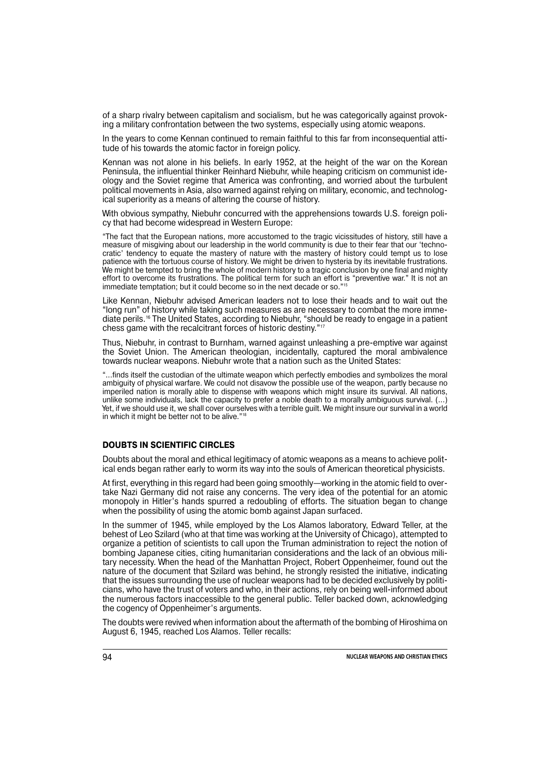of a sharp rivalry between capitalism and socialism, but he was categorically against provoking a military confrontation between the two systems, especially using atomic weapons.

In the years to come Kennan continued to remain faithful to this far from inconsequential attitude of his towards the atomic factor in foreign policy.

Kennan was not alone in his beliefs. In early 1952, at the height of the war on the Korean Peninsula, the influential thinker Reinhard Niebuhr, while heaping criticism on communist ideology and the Soviet regime that America was confronting, and worried about the turbulent political movements in Asia, also warned against relying on military, economic, and technological superiority as a means of altering the course of history.

With obvious sympathy, Niebuhr concurred with the apprehensions towards U.S. foreign policy that had become widespread in Western Europe:

"The fact that the European nations, more accustomed to the tragic vicissitudes of history, still have a measure of misgiving about our leadership in the world community is due to their fear that our 'technocratic' tendency to equate the mastery of nature with the mastery of history could tempt us to lose patience with the tortuous course of history. We might be driven to hysteria by its inevitable frustrations. We might be tempted to bring the whole of modern history to a tragic conclusion by one final and mighty effort to overcome its frustrations. The political term for such an effort is "preventive war." It is not an immediate temptation; but it could become so in the next decade or so."[15]

Like Kennan, Niebuhr advised American leaders not to lose their heads and to wait out the "long run" of history while taking such measures as are necessary to combat the more immediate perils.[16] The United States, according to Niebuhr, "should be ready to engage in a patient chess game with the recalcitrant forces of historic destiny."[17]

Thus, Niebuhr, in contrast to Burnham, warned against unleashing a pre-emptive war against the Soviet Union. The American theologian, incidentally, captured the moral ambivalence towards nuclear weapons. Niebuhr wrote that a nation such as the United States:

"...finds itself the custodian of the ultimate weapon which perfectly embodies and symbolizes the moral ambiguity of physical warfare. We could not disavow the possible use of the weapon, partly because no imperiled nation is morally able to dispense with weapons which might insure its survival. All nations, unlike some individuals, lack the capacity to prefer a noble death to a morally ambiguous survival. (...) Yet, if we should use it, we shall cover ourselves with a terrible guilt. We might insure our survival in a world in which it might be better not to be alive."[18]

## DOUBTS IN SCIENTIFIC CIRCLES

Doubts about the moral and ethical legitimacy of atomic weapons as a means to achieve political ends began rather early to worm its way into the souls of American theoretical physicists.

At first, everything in this regard had been going smoothly—working in the atomic field to overtake Nazi Germany did not raise any concerns. The very idea of the potential for an atomic monopoly in Hitler's hands spurred a redoubling of efforts. The situation began to change when the possibility of using the atomic bomb against Japan surfaced.

In the summer of 1945, while employed by the Los Alamos laboratory, Edward Teller, at the behest of Leo Szilard (who at that time was working at the University of Chicago), attempted to organize a petition of scientists to call upon the Truman administration to reject the notion of bombing Japanese cities, citing humanitarian considerations and the lack of an obvious military necessity. When the head of the Manhattan Project, Robert Oppenheimer, found out the nature of the document that Szilard was behind, he strongly resisted the initiative, indicating that the issues surrounding the use of nuclear weapons had to be decided exclusively by politicians, who have the trust of voters and who, in their actions, rely on being well-informed about the numerous factors inaccessible to the general public. Teller backed down, acknowledging the cogency of Oppenheimer's arguments.

The doubts were revived when information about the aftermath of the bombing of Hiroshima on August 6, 1945, reached Los Alamos. Teller recalls: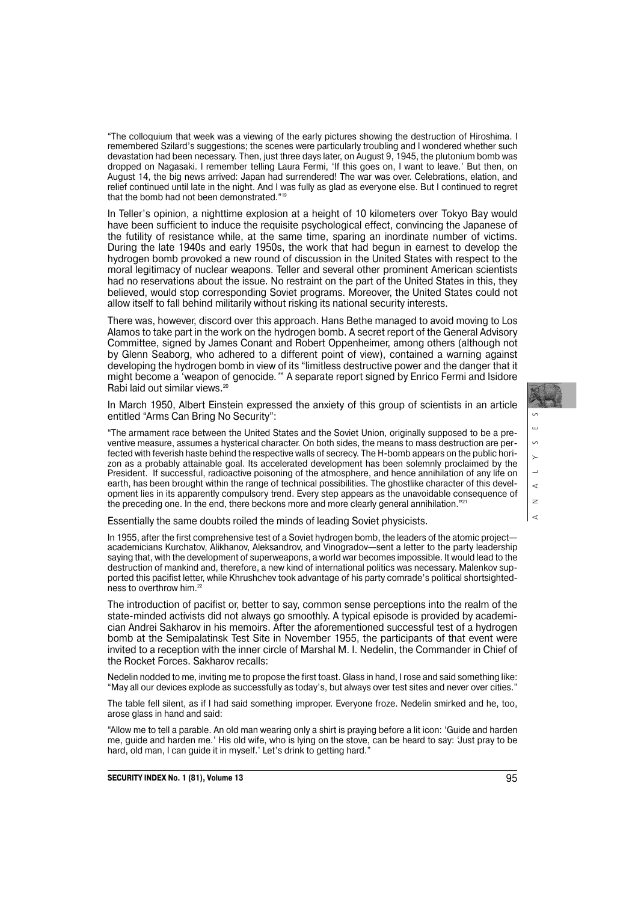"The colloquium that week was a viewing of the early pictures showing the destruction of Hiroshima. I remembered Szilard's suggestions; the scenes were particularly troubling and I wondered whether such devastation had been necessary. Then, just three days later, on August 9, 1945, the plutonium bomb was dropped on Nagasaki. I remember telling Laura Fermi, 'If this goes on, I want to leave.' But then, on August 14, the big news arrived: Japan had surrendered! The war was over. Celebrations, elation, and relief continued until late in the night. And I was fully as glad as everyone else. But I continued to regret that the bomb had not been demonstrated."[19]

In Teller's opinion, a nighttime explosion at a height of 10 kilometers over Tokyo Bay would have been sufficient to induce the requisite psychological effect, convincing the Japanese of the futility of resistance while, at the same time, sparing an inordinate number of victims. During the late 1940s and early 1950s, the work that had begun in earnest to develop the hydrogen bomb provoked a new round of discussion in the United States with respect to the moral legitimacy of nuclear weapons. Teller and several other prominent American scientists had no reservations about the issue. No restraint on the part of the United States in this, they believed, would stop corresponding Soviet programs. Moreover, the United States could not allow itself to fall behind militarily without risking its national security interests.

There was, however, discord over this approach. Hans Bethe managed to avoid moving to Los Alamos to take part in the work on the hydrogen bomb. A secret report of the General Advisory Committee, signed by James Conant and Robert Oppenheimer, among others (although not by Glenn Seaborg, who adhered to a different point of view), contained a warning against developing the hydrogen bomb in view of its "limitless destructive power and the danger that it might become a 'weapon of genocide.'" A separate report signed by Enrico Fermi and Isidore Rabi laid out similar views.[20]

In March 1950, Albert Einstein expressed the anxiety of this group of scientists in an article entitled "Arms Can Bring No Security":

"The armament race between the United States and the Soviet Union, originally supposed to be a preventive measure, assumes a hysterical character. On both sides, the means to mass destruction are perfected with feverish haste behind the respective walls of secrecy. The H-bomb appears on the public horizon as a probably attainable goal. Its accelerated development has been solemnly proclaimed by the President. If successful, radioactive poisoning of the atmosphere, and hence annihilation of any life on earth, has been brought within the range of technical possibilities. The ghostlike character of this development lies in its apparently compulsory trend. Every step appears as the unavoidable consequence of the preceding one. In the end, there beckons more and more clearly general annihilation."[21]

Essentially the same doubts roiled the minds of leading Soviet physicists.

In 1955, after the first comprehensive test of a Soviet hydrogen bomb, the leaders of the atomic project—academicians Kurchatov, Alikhanov, Aleksandrov, and Vinogradov—sent a letter to the party leadership saying that, with the development of superweapons, a world war becomes impossible. It would lead to the destruction of mankind and, therefore, a new kind of international politics was necessary. Malenkov supported this pacifist letter, while Khrushchev took advantage of his party comrade's political shortsightedness to overthrow him.[22]

The introduction of pacifist or, better to say, common sense perceptions into the realm of the state-minded activists did not always go smoothly. A typical episode is provided by academician Andrei Sakharov in his memoirs. After the aforementioned successful test of a hydrogen bomb at the Semipalatinsk Test Site in November 1955, the participants of that event were invited to a reception with the inner circle of Marshal M. I. Nedelin, the Commander in Chief of the Rocket Forces. Sakharov recalls:

Nedelin nodded to me, inviting me to propose the first toast. Glass in hand, I rose and said something like: "May all our devices explode as successfully as today's, but always over test sites and never over cities."

The table fell silent, as if I had said something improper. Everyone froze. Nedelin smirked and he, too, arose glass in hand and said:

"Allow me to tell a parable. An old man wearing only a shirt is praying before a lit icon: 'Guide and harden me, guide and harden me.' His old wife, who is lying on the stove, can be heard to say: 'Just pray to be hard, old man, I can guide it in myself.' Let's drink to getting hard."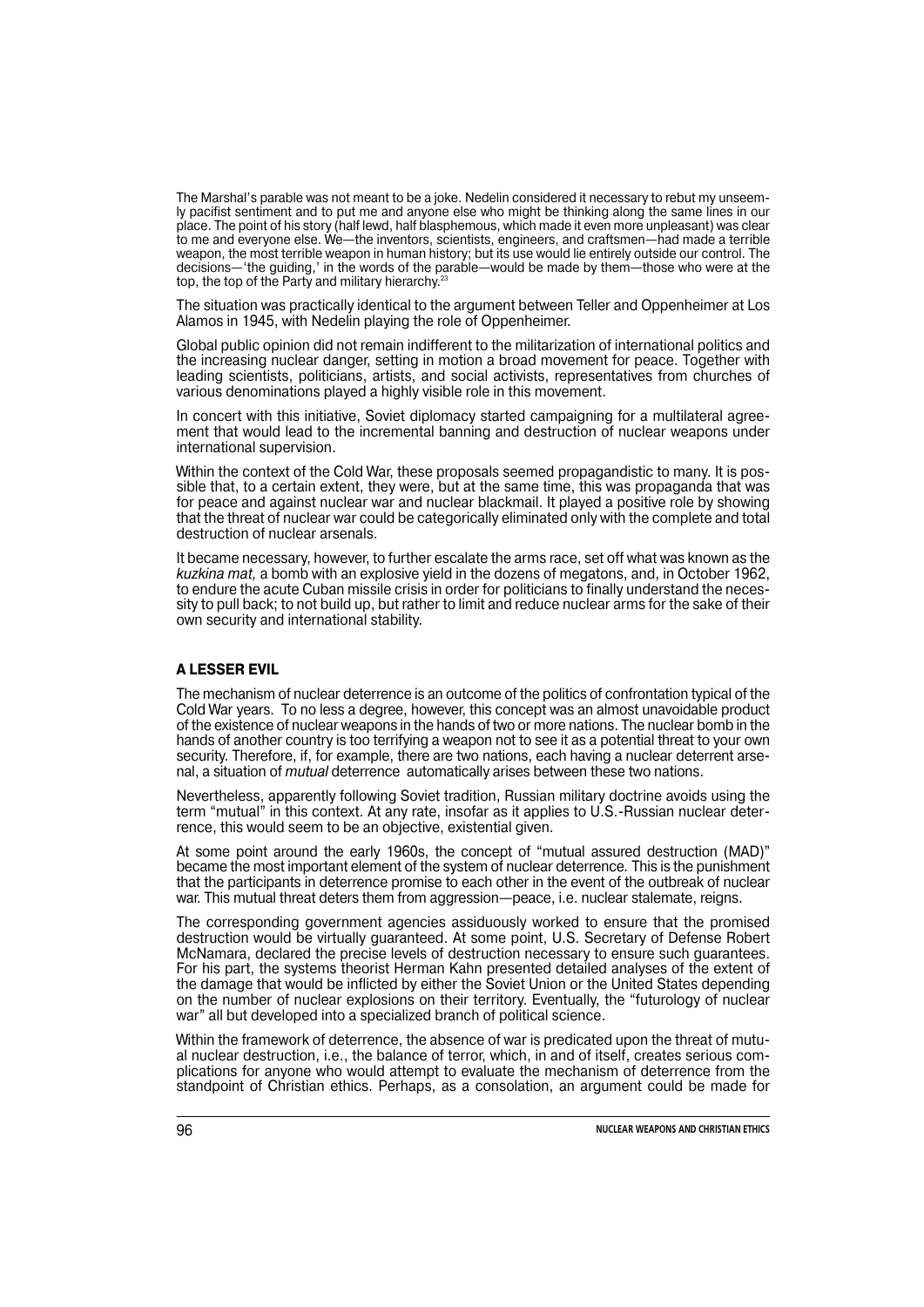The Marshal's parable was not meant to be a joke. Nedelin considered it necessary to rebut my unseemly pacifist sentiment and to put me and anyone else who might be thinking along the same lines in our place. The point of his story (half lewd, half blasphemous, which made it even more unpleasant) was clear to me and everyone else. We—the inventors, scientists, engineers, and craftsmen—had made a terrible weapon, the most terrible weapon in human history; but its use would lie entirely outside our control. The decisions—'the guiding,' in the words of the parable—would be made by them—those who were at the top, the top of the Party and military hierarchy.[23]

The situation was practically identical to the argument between Teller and Oppenheimer at Los Alamos in 1945, with Nedelin playing the role of Oppenheimer.

Global public opinion did not remain indifferent to the militarization of international politics and the increasing nuclear danger, setting in motion a broad movement for peace. Together with leading scientists, politicians, artists, and social activists, representatives from churches of various denominations played a highly visible role in this movement.

In concert with this initiative, Soviet diplomacy started campaigning for a multilateral agreement that would lead to the incremental banning and destruction of nuclear weapons under international supervision.

Within the context of the Cold War, these proposals seemed propagandistic to many. It is possible that, to a certain extent, they were, but at the same time, this was propaganda that was for peace and against nuclear war and nuclear blackmail. It played a positive role by showing that the threat of nuclear war could be categorically eliminated only with the complete and total destruction of nuclear arsenals.

It became necessary, however, to further escalate the arms race, set off what was known as the *kuzkina mat,* a bomb with an explosive yield in the dozens of megatons, and, in October 1962, to endure the acute Cuban missile crisis in order for politicians to finally understand the necessity to pull back; to not build up, but rather to limit and reduce nuclear arms for the sake of their own security and international stability.

## A LESSER EVIL

The mechanism of nuclear deterrence is an outcome of the politics of confrontation typical of the Cold War years. To no less a degree, however, this concept was an almost unavoidable product of the existence of nuclear weapons in the hands of two or more nations. The nuclear bomb in the hands of another country is too terrifying a weapon not to see it as a potential threat to your own security. Therefore, if, for example, there are two nations, each having a nuclear deterrent arsenal, a situation of *mutual* deterrence automatically arises between these two nations.

Nevertheless, apparently following Soviet tradition, Russian military doctrine avoids using the term "mutual" in this context. At any rate, insofar as it applies to U.S.-Russian nuclear deterrence, this would seem to be an objective, existential given.

At some point around the early 1960s, the concept of "mutual assured destruction (MAD)" became the most important element of the system of nuclear deterrence. This is the punishment that the participants in deterrence promise to each other in the event of the outbreak of nuclear war. This mutual threat deters them from aggression—peace, i.e. nuclear stalemate, reigns.

The corresponding government agencies assiduously worked to ensure that the promised destruction would be virtually guaranteed. At some point, U.S. Secretary of Defense Robert McNamara, declared the precise levels of destruction necessary to ensure such guarantees. For his part, the systems theorist Herman Kahn presented detailed analyses of the extent of the damage that would be inflicted by either the Soviet Union or the United States depending on the number of nuclear explosions on their territory. Eventually, the "futurology of nuclear war" all but developed into a specialized branch of political science.

Within the framework of deterrence, the absence of war is predicated upon the threat of mutual nuclear destruction, i.e., the balance of terror, which, in and of itself, creates serious complications for anyone who would attempt to evaluate the mechanism of deterrence from the standpoint of Christian ethics. Perhaps, as a consolation, an argument could be made for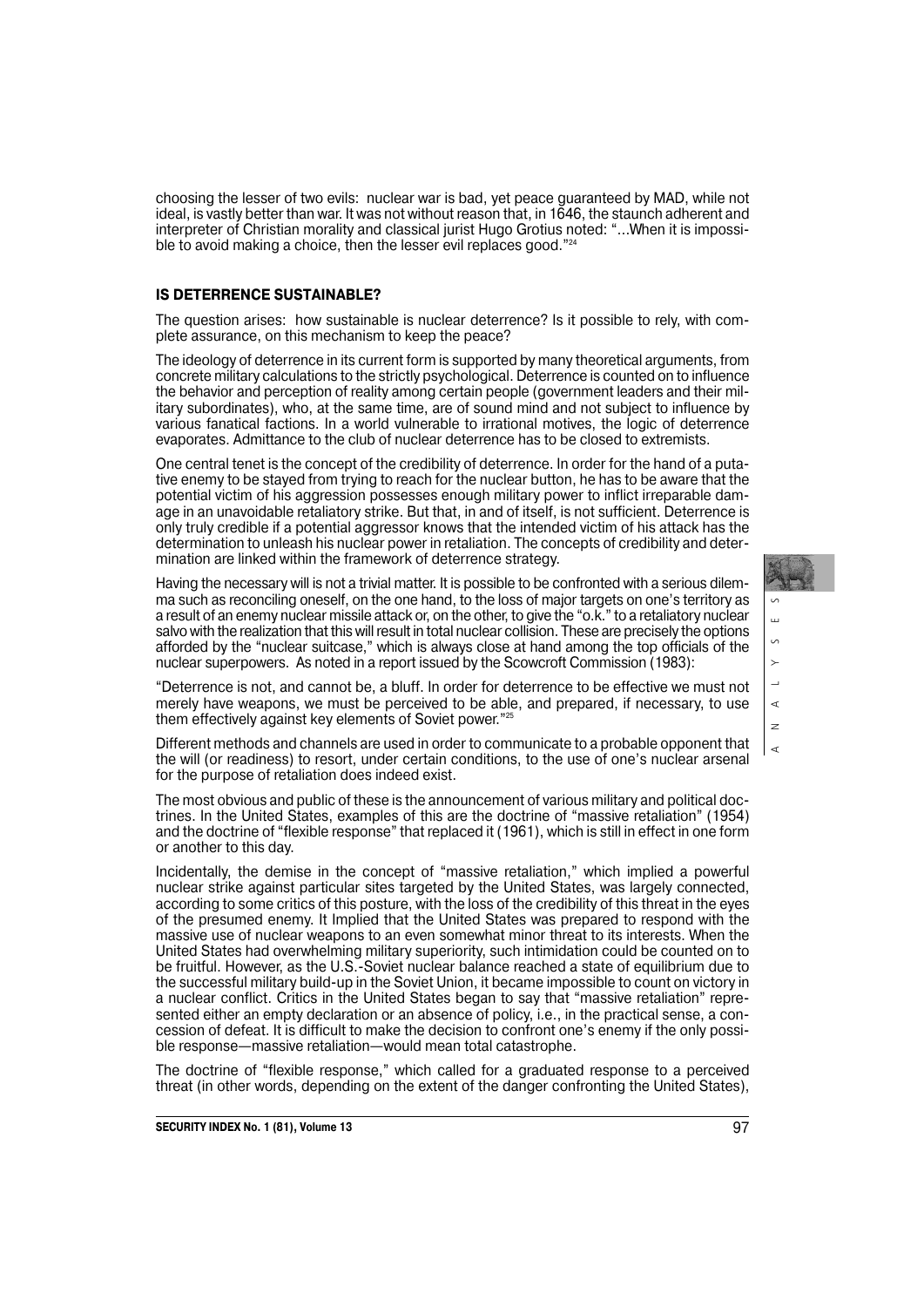choosing the lesser of two evils: nuclear war is bad, yet peace guaranteed by MAD, while not ideal, is vastly better than war. It was not without reason that, in 1646, the staunch adherent and interpreter of Christian morality and classical jurist Hugo Grotius noted: "...When it is impossible to avoid making a choice, then the lesser evil replaces good."[24]

## IS DETERRENCE SUSTAINABLE?

The question arises: how sustainable is nuclear deterrence? Is it possible to rely, with complete assurance, on this mechanism to keep the peace?

The ideology of deterrence in its current form is supported by many theoretical arguments, from concrete military calculations to the strictly psychological. Deterrence is counted on to influence the behavior and perception of reality among certain people (government leaders and their military subordinates), who, at the same time, are of sound mind and not subject to influence by various fanatical factions. In a world vulnerable to irrational motives, the logic of deterrence evaporates. Admittance to the club of nuclear deterrence has to be closed to extremists.

One central tenet is the concept of the credibility of deterrence. In order for the hand of a putative enemy to be stayed from trying to reach for the nuclear button, he has to be aware that the potential victim of his aggression possesses enough military power to inflict irreparable damage in an unavoidable retaliatory strike. But that, in and of itself, is not sufficient. Deterrence is only truly credible if a potential aggressor knows that the intended victim of his attack has the determination to unleash his nuclear power in retaliation. The concepts of credibility and determination are linked within the framework of deterrence strategy.

Having the necessary will is not a trivial matter. It is possible to be confronted with a serious dilemma such as reconciling oneself, on the one hand, to the loss of major targets on one's territory as a result of an enemy nuclear missile attack or, on the other, to give the "o.k." to a retaliatory nuclear salvo with the realization that this will result in total nuclear collision. These are precisely the options afforded by the "nuclear suitcase," which is always close at hand among the top officials of the nuclear superpowers. As noted in a report issued by the Scowcroft Commission (1983):

"Deterrence is not, and cannot be, a bluff. In order for deterrence to be effective we must not merely have weapons, we must be perceived to be able, and prepared, if necessary, to use them effectively against key elements of Soviet power."[25]

Different methods and channels are used in order to communicate to a probable opponent that the will (or readiness) to resort, under certain conditions, to the use of one's nuclear arsenal for the purpose of retaliation does indeed exist.

The most obvious and public of these is the announcement of various military and political doctrines. In the United States, examples of this are the doctrine of "massive retaliation" (1954) and the doctrine of "flexible response" that replaced it (1961), which is still in effect in one form or another to this day.

Incidentally, the demise in the concept of "massive retaliation," which implied a powerful nuclear strike against particular sites targeted by the United States, was largely connected, according to some critics of this posture, with the loss of the credibility of this threat in the eyes of the presumed enemy. It Implied that the United States was prepared to respond with the massive use of nuclear weapons to an even somewhat minor threat to its interests. When the United States had overwhelming military superiority, such intimidation could be counted on to be fruitful. However, as the U.S.-Soviet nuclear balance reached a state of equilibrium due to the successful military build-up in the Soviet Union, it became impossible to count on victory in a nuclear conflict. Critics in the United States began to say that "massive retaliation" represented either an empty declaration or an absence of policy, i.e., in the practical sense, a concession of defeat. It is difficult to make the decision to confront one's enemy if the only possible response—massive retaliation—would mean total catastrophe.

The doctrine of "flexible response," which called for a graduated response to a perceived threat (in other words, depending on the extent of the danger confronting the United States),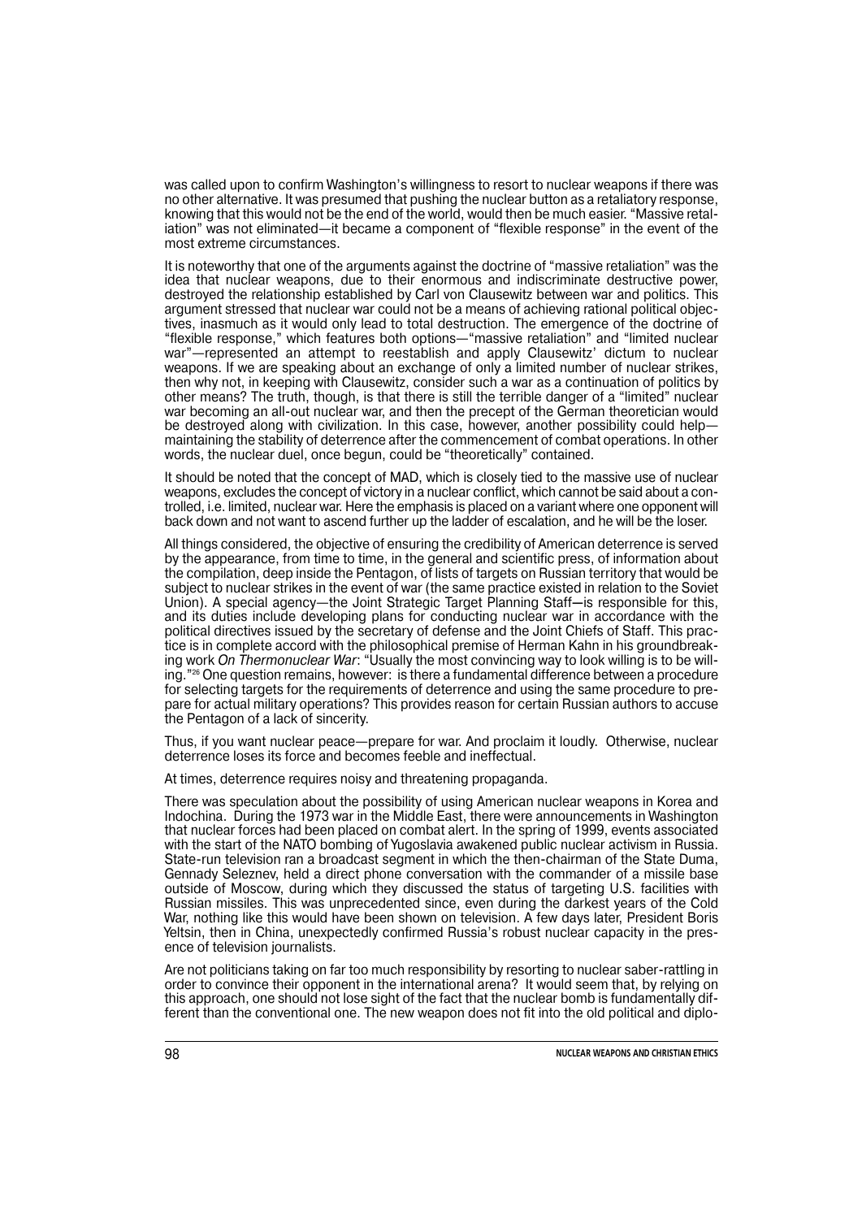was called upon to confirm Washington's willingness to resort to nuclear weapons if there was no other alternative. It was presumed that pushing the nuclear button as a retaliatory response, knowing that this would not be the end of the world, would then be much easier. "Massive retaliation" was not eliminated—it became a component of "flexible response" in the event of the most extreme circumstances.

It is noteworthy that one of the arguments against the doctrine of "massive retaliation" was the idea that nuclear weapons, due to their enormous and indiscriminate destructive power, destroyed the relationship established by Carl von Clausewitz between war and politics. This argument stressed that nuclear war could not be a means of achieving rational political objectives, inasmuch as it would only lead to total destruction. The emergence of the doctrine of "flexible response," which features both options—"massive retaliation" and "limited nuclear war"—represented an attempt to reestablish and apply Clausewitz' dictum to nuclear weapons. If we are speaking about an exchange of only a limited number of nuclear strikes, then why not, in keeping with Clausewitz, consider such a war as a continuation of politics by other means? The truth, though, is that there is still the terrible danger of a "limited" nuclear war becoming an all-out nuclear war, and then the precept of the German theoretician would be destroyed along with civilization. In this case, however, another possibility could help—maintaining the stability of deterrence after the commencement of combat operations. In other words, the nuclear duel, once begun, could be "theoretically" contained.

It should be noted that the concept of MAD, which is closely tied to the massive use of nuclear weapons, excludes the concept of victory in a nuclear conflict, which cannot be said about a controlled, i.e. limited, nuclear war. Here the emphasis is placed on a variant where one opponent will back down and not want to ascend further up the ladder of escalation, and he will be the loser.

All things considered, the objective of ensuring the credibility of American deterrence is served by the appearance, from time to time, in the general and scientific press, of information about the compilation, deep inside the Pentagon, of lists of targets on Russian territory that would be subject to nuclear strikes in the event of war (the same practice existed in relation to the Soviet Union). A special agency—the Joint Strategic Target Planning Staff—is responsible for this, and its duties include developing plans for conducting nuclear war in accordance with the political directives issued by the secretary of defense and the Joint Chiefs of Staff. This practice is in complete accord with the philosophical premise of Herman Kahn in his groundbreaking work *On Thermonuclear War*: "Usually the most convincing way to look willing is to be willing."[26] One question remains, however: is there a fundamental difference between a procedure for selecting targets for the requirements of deterrence and using the same procedure to prepare for actual military operations? This provides reason for certain Russian authors to accuse the Pentagon of a lack of sincerity.

Thus, if you want nuclear peace—prepare for war. And proclaim it loudly. Otherwise, nuclear deterrence loses its force and becomes feeble and ineffectual.

At times, deterrence requires noisy and threatening propaganda.

There was speculation about the possibility of using American nuclear weapons in Korea and Indochina. During the 1973 war in the Middle East, there were announcements in Washington that nuclear forces had been placed on combat alert. In the spring of 1999, events associated with the start of the NATO bombing of Yugoslavia awakened public nuclear activism in Russia. State-run television ran a broadcast segment in which the then-chairman of the State Duma, Gennady Seleznev, held a direct phone conversation with the commander of a missile base outside of Moscow, during which they discussed the status of targeting U.S. facilities with Russian missiles. This was unprecedented since, even during the darkest years of the Cold War, nothing like this would have been shown on television. A few days later, President Boris Yeltsin, then in China, unexpectedly confirmed Russia's robust nuclear capacity in the presence of television journalists.

Are not politicians taking on far too much responsibility by resorting to nuclear saber-rattling in order to convince their opponent in the international arena? It would seem that, by relying on this approach, one should not lose sight of the fact that the nuclear bomb is fundamentally different than the conventional one. The new weapon does not fit into the old political and diplo-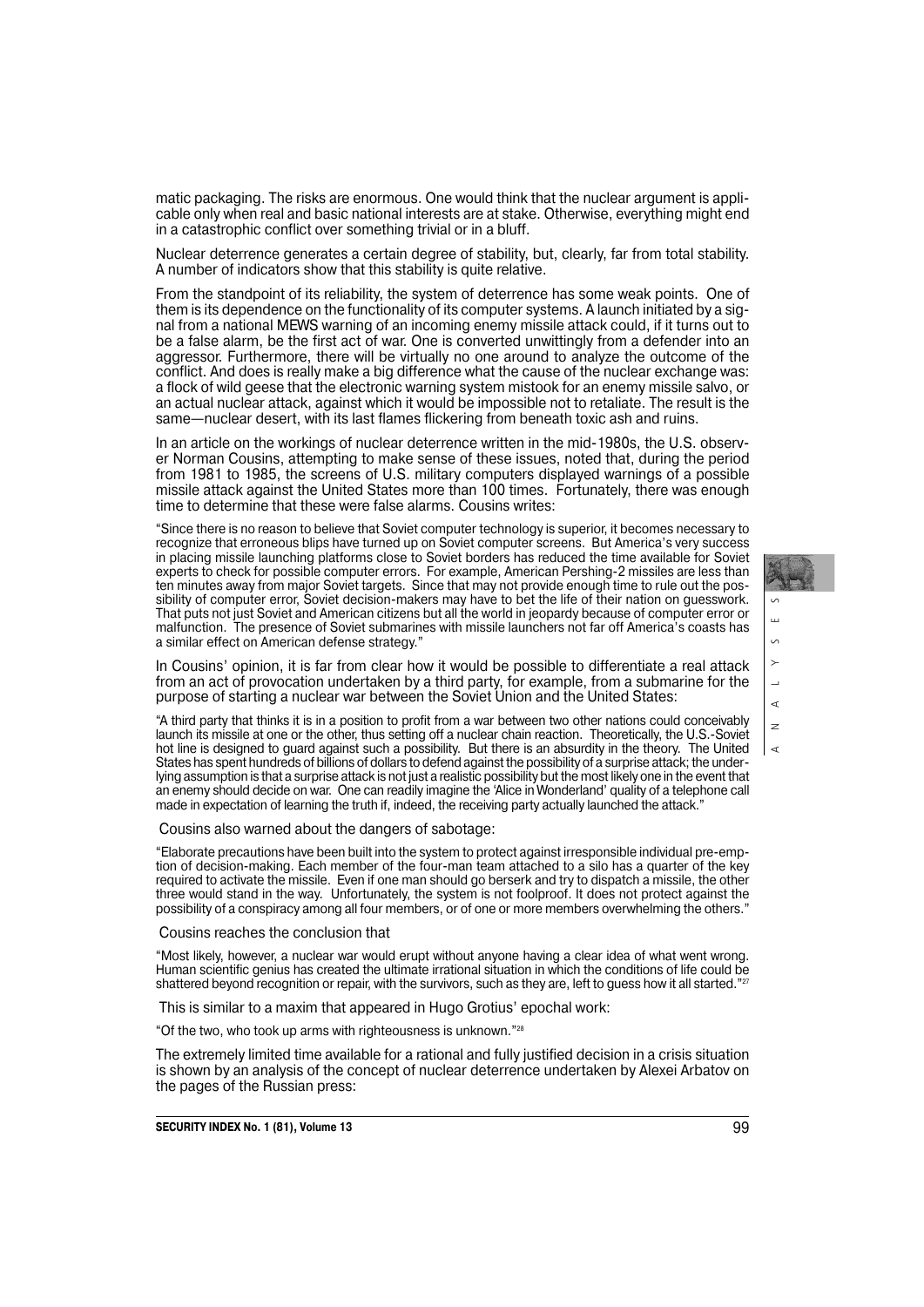matic packaging. The risks are enormous. One would think that the nuclear argument is applicable only when real and basic national interests are at stake. Otherwise, everything might end in a catastrophic conflict over something trivial or in a bluff.

Nuclear deterrence generates a certain degree of stability, but, clearly, far from total stability. A number of indicators show that this stability is quite relative.

From the standpoint of its reliability, the system of deterrence has some weak points. One of them is its dependence on the functionality of its computer systems. A launch initiated by a signal from a national MEWS warning of an incoming enemy missile attack could, if it turns out to be a false alarm, be the first act of war. One is converted unwittingly from a defender into an aggressor. Furthermore, there will be virtually no one around to analyze the outcome of the conflict. And does is really make a big difference what the cause of the nuclear exchange was: a flock of wild geese that the electronic warning system mistook for an enemy missile salvo, or an actual nuclear attack, against which it would be impossible not to retaliate. The result is the same—nuclear desert, with its last flames flickering from beneath toxic ash and ruins.

In an article on the workings of nuclear deterrence written in the mid-1980s, the U.S. observer Norman Cousins, attempting to make sense of these issues, noted that, during the period from 1981 to 1985, the screens of U.S. military computers displayed warnings of a possible missile attack against the United States more than 100 times. Fortunately, there was enough time to determine that these were false alarms. Cousins writes:

"Since there is no reason to believe that Soviet computer technology is superior, it becomes necessary to recognize that erroneous blips have turned up on Soviet computer screens. But America's very success in placing missile launching platforms close to Soviet borders has reduced the time available for Soviet experts to check for possible computer errors. For example, American Pershing-2 missiles are less than ten minutes away from major Soviet targets. Since that may not provide enough time to rule out the possibility of computer error, Soviet decision-makers may have to bet the life of their nation on guesswork. That puts not just Soviet and American citizens but all the world in jeopardy because of computer error or malfunction. The presence of Soviet submarines with missile launchers not far off America's coasts has a similar effect on American defense strategy."

In Cousins' opinion, it is far from clear how it would be possible to differentiate a real attack from an act of provocation undertaken by a third party, for example, from a submarine for the purpose of starting a nuclear war between the Soviet Union and the United States:

"A third party that thinks it is in a position to profit from a war between two other nations could conceivably launch its missile at one or the other, thus setting off a nuclear chain reaction. Theoretically, the U.S.-Soviet hot line is designed to guard against such a possibility. But there is an absurdity in the theory. The United States has spent hundreds of billions of dollars to defend against the possibility of a surprise attack; the underlying assumption is that a surprise attack is not just a realistic possibility but the most likely one in the event that an enemy should decide on war. One can readily imagine the 'Alice in Wonderland' quality of a telephone call made in expectation of learning the truth if, indeed, the receiving party actually launched the attack."

Cousins also warned about the dangers of sabotage:

"Elaborate precautions have been built into the system to protect against irresponsible individual pre-emption of decision-making. Each member of the four-man team attached to a silo has a quarter of the key required to activate the missile. Even if one man should go berserk and try to dispatch a missile, the other three would stand in the way. Unfortunately, the system is not foolproof. It does not protect against the possibility of a conspiracy among all four members, or of one or more members overwhelming the others."

Cousins reaches the conclusion that

"Most likely, however, a nuclear war would erupt without anyone having a clear idea of what went wrong. Human scientific genius has created the ultimate irrational situation in which the conditions of life could be shattered beyond recognition or repair, with the survivors, such as they are, left to guess how it all started."[27]

This is similar to a maxim that appeared in Hugo Grotius' epochal work:

"Of the two, who took up arms with righteousness is unknown."[28]

The extremely limited time available for a rational and fully justified decision in a crisis situation is shown by an analysis of the concept of nuclear deterrence undertaken by Alexei Arbatov on the pages of the Russian press: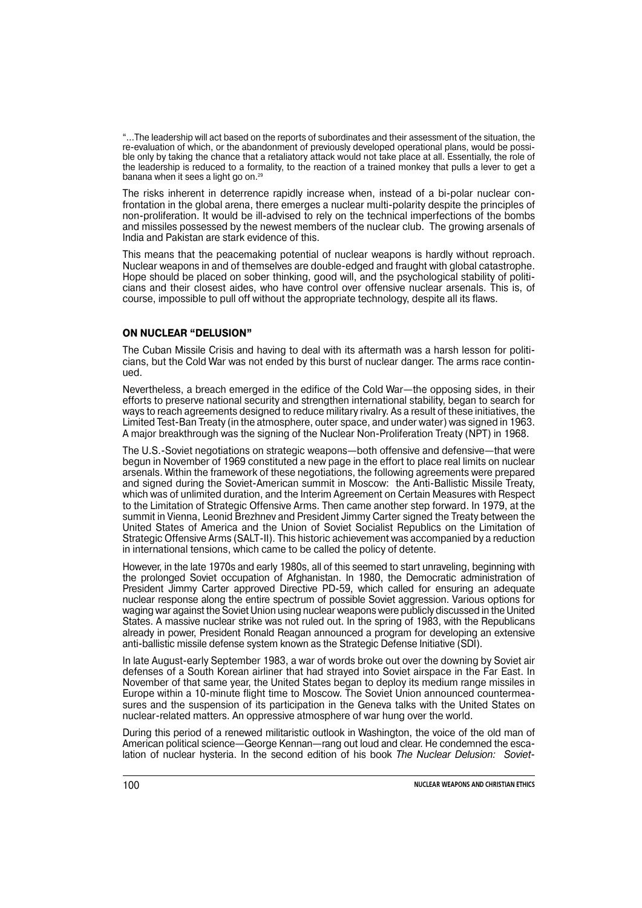"...The leadership will act based on the reports of subordinates and their assessment of the situation, the re-evaluation of which, or the abandonment of previously developed operational plans, would be possible only by taking the chance that a retaliatory attack would not take place at all. Essentially, the role of the leadership is reduced to a formality, to the reaction of a trained monkey that pulls a lever to get a banana when it sees a light go on.[29]

The risks inherent in deterrence rapidly increase when, instead of a bi-polar nuclear confrontation in the global arena, there emerges a nuclear multi-polarity despite the principles of non-proliferation. It would be ill-advised to rely on the technical imperfections of the bombs and missiles possessed by the newest members of the nuclear club. The growing arsenals of India and Pakistan are stark evidence of this.

This means that the peacemaking potential of nuclear weapons is hardly without reproach. Nuclear weapons in and of themselves are double-edged and fraught with global catastrophe. Hope should be placed on sober thinking, good will, and the psychological stability of politicians and their closest aides, who have control over offensive nuclear arsenals. This is, of course, impossible to pull off without the appropriate technology, despite all its flaws.

### ON NUCLEAR "DELUSION"

The Cuban Missile Crisis and having to deal with its aftermath was a harsh lesson for politicians, but the Cold War was not ended by this burst of nuclear danger. The arms race continued.

Nevertheless, a breach emerged in the edifice of the Cold War—the opposing sides, in their efforts to preserve national security and strengthen international stability, began to search for ways to reach agreements designed to reduce military rivalry. As a result of these initiatives, the Limited Test-Ban Treaty (in the atmosphere, outer space, and under water) was signed in 1963. A major breakthrough was the signing of the Nuclear Non-Proliferation Treaty (NPT) in 1968.

The U.S.-Soviet negotiations on strategic weapons—both offensive and defensive—that were begun in November of 1969 constituted a new page in the effort to place real limits on nuclear arsenals. Within the framework of these negotiations, the following agreements were prepared and signed during the Soviet-American summit in Moscow: the Anti-Ballistic Missile Treaty, which was of unlimited duration, and the Interim Agreement on Certain Measures with Respect to the Limitation of Strategic Offensive Arms. Then came another step forward. In 1979, at the summit in Vienna, Leonid Brezhnev and President Jimmy Carter signed the Treaty between the United States of America and the Union of Soviet Socialist Republics on the Limitation of Strategic Offensive Arms (SALT-II). This historic achievement was accompanied by a reduction in international tensions, which came to be called the policy of detente.

However, in the late 1970s and early 1980s, all of this seemed to start unraveling, beginning with the prolonged Soviet occupation of Afghanistan. In 1980, the Democratic administration of President Jimmy Carter approved Directive PD-59, which called for ensuring an adequate nuclear response along the entire spectrum of possible Soviet aggression. Various options for waging war against the Soviet Union using nuclear weapons were publicly discussed in the United States. A massive nuclear strike was not ruled out. In the spring of 1983, with the Republicans already in power, President Ronald Reagan announced a program for developing an extensive anti-ballistic missile defense system known as the Strategic Defense Initiative (SDI).

In late August-early September 1983, a war of words broke out over the downing by Soviet air defenses of a South Korean airliner that had strayed into Soviet airspace in the Far East. In November of that same year, the United States began to deploy its medium range missiles in Europe within a 10-minute flight time to Moscow. The Soviet Union announced countermeasures and the suspension of its participation in the Geneva talks with the United States on nuclear-related matters. An oppressive atmosphere of war hung over the world.

During this period of a renewed militaristic outlook in Washington, the voice of the old man of American political science—George Kennan—rang out loud and clear. He condemned the escalation of nuclear hysteria. In the second edition of his book *The Nuclear Delusion: Soviet-*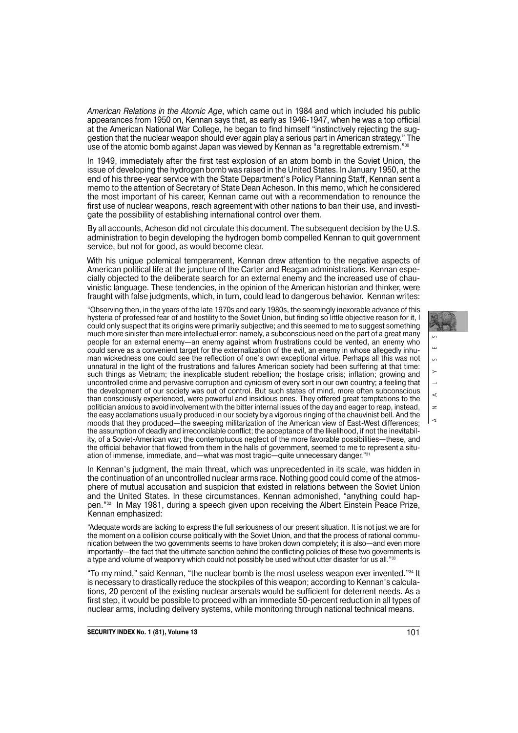*American Relations in the Atomic Age*, which came out in 1984 and which included his public appearances from 1950 on, Kennan says that, as early as 1946-1947, when he was a top official at the American National War College, he began to find himself "instinctively rejecting the suggestion that the nuclear weapon should ever again play a serious part in American strategy." The use of the atomic bomb against Japan was viewed by Kennan as "a regrettable extremism."[30]

In 1949, immediately after the first test explosion of an atom bomb in the Soviet Union, the issue of developing the hydrogen bomb was raised in the United States. In January 1950, at the end of his three-year service with the State Department's Policy Planning Staff, Kennan sent a memo to the attention of Secretary of State Dean Acheson. In this memo, which he considered the most important of his career, Kennan came out with a recommendation to renounce the first use of nuclear weapons, reach agreement with other nations to ban their use, and investigate the possibility of establishing international control over them.

By all accounts, Acheson did not circulate this document. The subsequent decision by the U.S. administration to begin developing the hydrogen bomb compelled Kennan to quit government service, but not for good, as would become clear.

With his unique polemical temperament, Kennan drew attention to the negative aspects of American political life at the juncture of the Carter and Reagan administrations. Kennan especially objected to the deliberate search for an external enemy and the increased use of chauvinistic language. These tendencies, in the opinion of the American historian and thinker, were fraught with false judgments, which, in turn, could lead to dangerous behavior. Kennan writes:

"Observing then, in the years of the late 1970s and early 1980s, the seemingly inexorable advance of this hysteria of professed fear of and hostility to the Soviet Union, but finding so little objective reason for it, I could only suspect that its origins were primarily subjective; and this seemed to me to suggest something much more sinister than mere intellectual error: namely, a subconscious need on the part of a great many people for an external enemy—an enemy against whom frustrations could be vented, an enemy who could serve as a convenient target for the externalization of the evil, an enemy in whose allegedly inhuman wickedness one could see the reflection of one's own exceptional virtue. Perhaps all this was not unnatural in the light of the frustrations and failures American society had been suffering at that time: such things as Vietnam; the inexplicable student rebellion; the hostage crisis; inflation; growing and uncontrolled crime and pervasive corruption and cynicism of every sort in our own country; a feeling that the development of our society was out of control. But such states of mind, more often subconscious than consciously experienced, were powerful and insidious ones. They offered great temptations to the politician anxious to avoid involvement with the bitter internal issues of the day and eager to reap, instead, the easy acclamations usually produced in our society by a vigorous ringing of the chauvinist bell. And the moods that they produced—the sweeping militarization of the American view of East-West differences; the assumption of deadly and irreconcilable conflict; the acceptance of the likelihood, if not the inevitability, of a Soviet-American war; the contemptuous neglect of the more favorable possibilities—these, and the official behavior that flowed from them in the halls of government, seemed to me to represent a situation of immense, immediate, and—what was most tragic—quite unnecessary danger."[31]

In Kennan's judgment, the main threat, which was unprecedented in its scale, was hidden in the continuation of an uncontrolled nuclear arms race. Nothing good could come of the atmosphere of mutual accusation and suspicion that existed in relations between the Soviet Union and the United States. In these circumstances, Kennan admonished, "anything could happen."[32] In May 1981, during a speech given upon receiving the Albert Einstein Peace Prize, Kennan emphasized:

"Adequate words are lacking to express the full seriousness of our present situation. It is not just we are for the moment on a collision course politically with the Soviet Union, and that the process of rational communication between the two governments seems to have broken down completely; it is also—and even more importantly—the fact that the ultimate sanction behind the conflicting policies of these two governments is a type and volume of weaponry which could not possibly be used without utter disaster for us all."[33]

"To my mind," said Kennan, "the nuclear bomb is the most useless weapon ever invented."[34] It is necessary to drastically reduce the stockpiles of this weapon; according to Kennan's calculations, 20 percent of the existing nuclear arsenals would be sufficient for deterrent needs. As a first step, it would be possible to proceed with an immediate 50-percent reduction in all types of nuclear arms, including delivery systems, while monitoring through national technical means.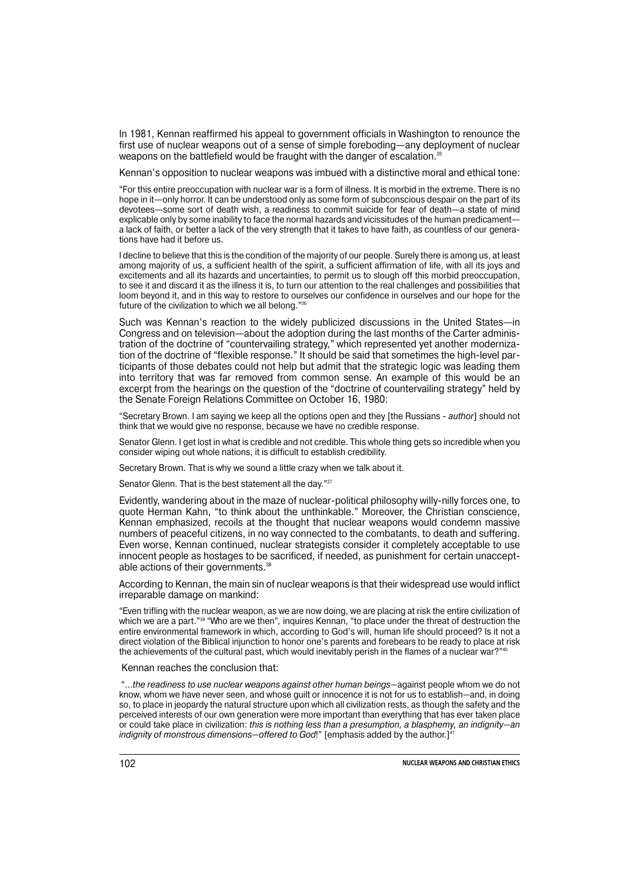In 1981, Kennan reaffirmed his appeal to government officials in Washington to renounce the first use of nuclear weapons out of a sense of simple foreboding—any deployment of nuclear weapons on the battlefield would be fraught with the danger of escalation.[35]

Kennan's opposition to nuclear weapons was imbued with a distinctive moral and ethical tone:

"For this entire preoccupation with nuclear war is a form of illness. It is morbid in the extreme. There is no hope in it—only horror. It can be understood only as some form of subconscious despair on the part of its devotees—some sort of death wish, a readiness to commit suicide for fear of death—a state of mind explicable only by some inability to face the normal hazards and vicissitudes of the human predicament—a lack of faith, or better a lack of the very strength that it takes to have faith, as countless of our generations have had it before us.

I decline to believe that this is the condition of the majority of our people. Surely there is among us, at least among majority of us, a sufficient health of the spirit, a sufficient affirmation of life, with all its joys and excitements and all its hazards and uncertainties, to permit us to slough off this morbid preoccupation, to see it and discard it as the illness it is, to turn our attention to the real challenges and possibilities that loom beyond it, and in this way to restore to ourselves our confidence in ourselves and our hope for the future of the civilization to which we all belong."[36]

Such was Kennan's reaction to the widely publicized discussions in the United States—in Congress and on television—about the adoption during the last months of the Carter administration of the doctrine of "countervailing strategy," which represented yet another modernization of the doctrine of "flexible response." It should be said that sometimes the high-level participants of those debates could not help but admit that the strategic logic was leading them into territory that was far removed from common sense. An example of this would be an excerpt from the hearings on the question of the "doctrine of countervailing strategy" held by the Senate Foreign Relations Committee on October 16, 1980:

"Secretary Brown. I am saying we keep all the options open and they [the Russians - *author*] should not think that we would give no response, because we have no credible response.

Senator Glenn. I get lost in what is credible and not credible. This whole thing gets so incredible when you consider wiping out whole nations, it is difficult to establish credibility.

Secretary Brown. That is why we sound a little crazy when we talk about it.

Senator Glenn. That is the best statement all the day."[37]

Evidently, wandering about in the maze of nuclear-political philosophy willy-nilly forces one, to quote Herman Kahn, "to think about the unthinkable." Moreover, the Christian conscience, Kennan emphasized, recoils at the thought that nuclear weapons would condemn massive numbers of peaceful citizens, in no way connected to the combatants, to death and suffering. Even worse, Kennan continued, nuclear strategists consider it completely acceptable to use innocent people as hostages to be sacrificed, if needed, as punishment for certain unacceptable actions of their governments.[38]

According to Kennan, the main sin of nuclear weapons is that their widespread use would inflict irreparable damage on mankind:

"Even trifling with the nuclear weapon, as we are now doing, we are placing at risk the entire civilization of which we are a part."[39] "Who are we then", inquires Kennan, "to place under the threat of destruction the entire environmental framework in which, according to God's will, human life should proceed? Is it not a direct violation of the Biblical injunction to honor one's parents and forebears to be ready to place at risk the achievements of the cultural past, which would inevitably perish in the flames of a nuclear war?"[40]

Kennan reaches the conclusion that:

"…*the readiness to use nuclear weapons against other human beings*—against people whom we do not know, whom we have never seen, and whose guilt or innocence it is not for us to establish—and, in doing so, to place in jeopardy the natural structure upon which all civilization rests, as though the safety and the perceived interests of our own generation were more important than everything that has ever taken place or could take place in civilization: *this is nothing less than a presumption, a blasphemy, an indignity—an indignity of monstrous dimensions—offered to God*!" [emphasis added by the author.][41]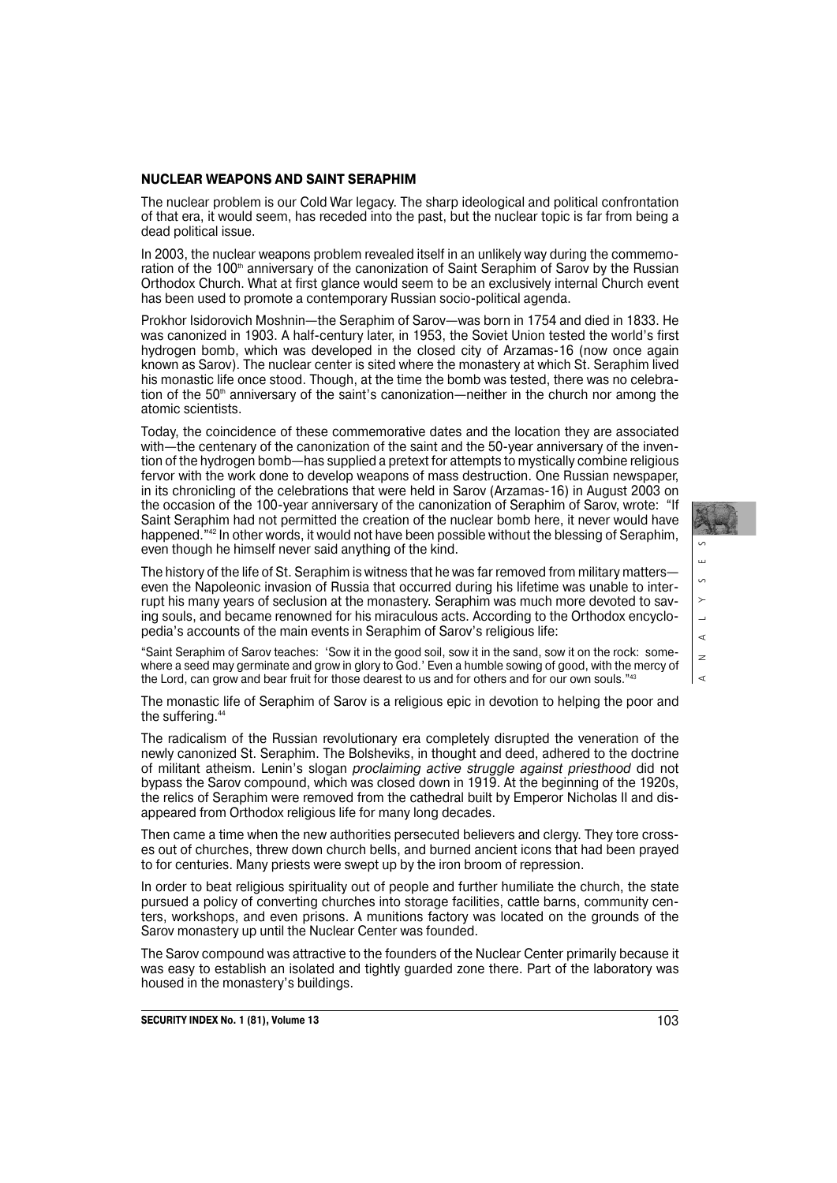**NUCLEAR WEAPONS AND SAINT SERAPHIM**

The nuclear problem is our Cold War legacy. The sharp ideological and political confrontation of that era, it would seem, has receded into the past, but the nuclear topic is far from being a dead political issue.

In 2003, the nuclear weapons problem revealed itself in an unlikely way during the commemoration of the 100th anniversary of the canonization of Saint Seraphim of Sarov by the Russian Orthodox Church. What at first glance would seem to be an exclusively internal Church event has been used to promote a contemporary Russian socio-political agenda.

Prokhor Isidorovich Moshnin—the Seraphim of Sarov—was born in 1754 and died in 1833. He was canonized in 1903. A half-century later, in 1953, the Soviet Union tested the world's first hydrogen bomb, which was developed in the closed city of Arzamas-16 (now once again known as Sarov). The nuclear center is sited where the monastery at which St. Seraphim lived his monastic life once stood. Though, at the time the bomb was tested, there was no celebration of the 50th anniversary of the saint's canonization—neither in the church nor among the atomic scientists.

Today, the coincidence of these commemorative dates and the location they are associated with—the centenary of the canonization of the saint and the 50-year anniversary of the invention of the hydrogen bomb—has supplied a pretext for attempts to mystically combine religious fervor with the work done to develop weapons of mass destruction. One Russian newspaper, in its chronicling of the celebrations that were held in Sarov (Arzamas-16) in August 2003 on the occasion of the 100-year anniversary of the canonization of Seraphim of Sarov, wrote: "If Saint Seraphim had not permitted the creation of the nuclear bomb here, it never would have happened."[42] In other words, it would not have been possible without the blessing of Seraphim, even though he himself never said anything of the kind.

The history of the life of St. Seraphim is witness that he was far removed from military matters—even the Napoleonic invasion of Russia that occurred during his lifetime was unable to interrupt his many years of seclusion at the monastery. Seraphim was much more devoted to saving souls, and became renowned for his miraculous acts. According to the Orthodox encyclopedia's accounts of the main events in Seraphim of Sarov's religious life:

"Saint Seraphim of Sarov teaches: 'Sow it in the good soil, sow it in the sand, sow it on the rock: somewhere a seed may germinate and grow in glory to God.' Even a humble sowing of good, with the mercy of the Lord, can grow and bear fruit for those dearest to us and for others and for our own souls."[43]

The monastic life of Seraphim of Sarov is a religious epic in devotion to helping the poor and the suffering.[44]

The radicalism of the Russian revolutionary era completely disrupted the veneration of the newly canonized St. Seraphim. The Bolsheviks, in thought and deed, adhered to the doctrine of militant atheism. Lenin's slogan *proclaiming active struggle against priesthood* did not bypass the Sarov compound, which was closed down in 1919. At the beginning of the 1920s, the relics of Seraphim were removed from the cathedral built by Emperor Nicholas II and disappeared from Orthodox religious life for many long decades.

Then came a time when the new authorities persecuted believers and clergy. They tore crosses out of churches, threw down church bells, and burned ancient icons that had been prayed to for centuries. Many priests were swept up by the iron broom of repression.

In order to beat religious spirituality out of people and further humiliate the church, the state pursued a policy of converting churches into storage facilities, cattle barns, community centers, workshops, and even prisons. A munitions factory was located on the grounds of the Sarov monastery up until the Nuclear Center was founded.

The Sarov compound was attractive to the founders of the Nuclear Center primarily because it was easy to establish an isolated and tightly guarded zone there. Part of the laboratory was housed in the monastery's buildings.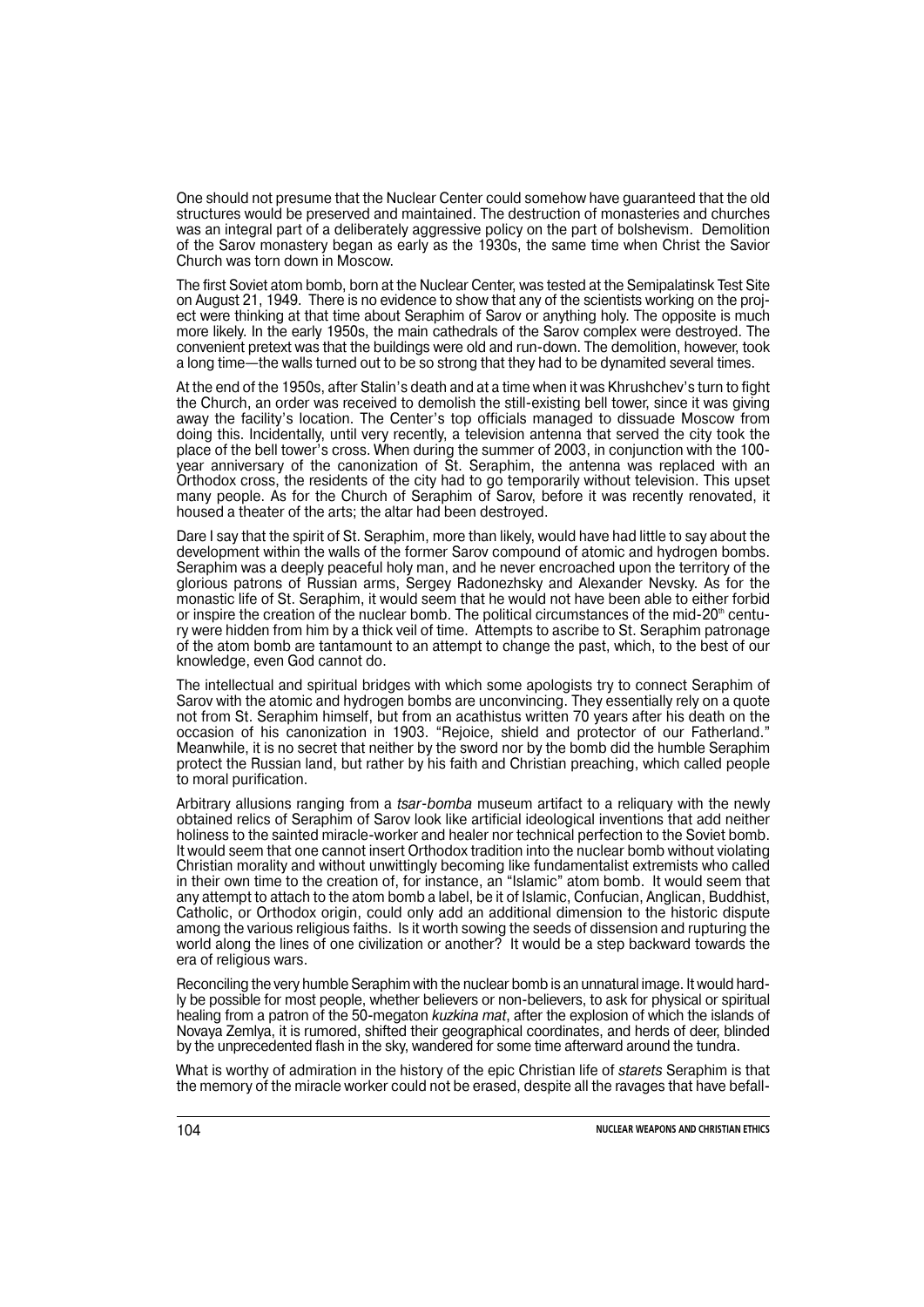One should not presume that the Nuclear Center could somehow have guaranteed that the old structures would be preserved and maintained. The destruction of monasteries and churches was an integral part of a deliberately aggressive policy on the part of bolshevism. Demolition of the Sarov monastery began as early as the 1930s, the same time when Christ the Savior Church was torn down in Moscow.

The first Soviet atom bomb, born at the Nuclear Center, was tested at the Semipalatinsk Test Site on August 21, 1949. There is no evidence to show that any of the scientists working on the project were thinking at that time about Seraphim of Sarov or anything holy. The opposite is much more likely. In the early 1950s, the main cathedrals of the Sarov complex were destroyed. The convenient pretext was that the buildings were old and run-down. The demolition, however, took a long time—the walls turned out to be so strong that they had to be dynamited several times.

At the end of the 1950s, after Stalin's death and at a time when it was Khrushchev's turn to fight the Church, an order was received to demolish the still-existing bell tower, since it was giving away the facility's location. The Center's top officials managed to dissuade Moscow from doing this. Incidentally, until very recently, a television antenna that served the city took the place of the bell tower's cross. When during the summer of 2003, in conjunction with the 100-year anniversary of the canonization of St. Seraphim, the antenna was replaced with an Orthodox cross, the residents of the city had to go temporarily without television. This upset many people. As for the Church of Seraphim of Sarov, before it was recently renovated, it housed a theater of the arts; the altar had been destroyed.

Dare I say that the spirit of St. Seraphim, more than likely, would have had little to say about the development within the walls of the former Sarov compound of atomic and hydrogen bombs. Seraphim was a deeply peaceful holy man, and he never encroached upon the territory of the glorious patrons of Russian arms, Sergey Radonezhsky and Alexander Nevsky. As for the monastic life of St. Seraphim, it would seem that he would not have been able to either forbid or inspire the creation of the nuclear bomb. The political circumstances of the mid-20th century were hidden from him by a thick veil of time. Attempts to ascribe to St. Seraphim patronage of the atom bomb are tantamount to an attempt to change the past, which, to the best of our knowledge, even God cannot do.

The intellectual and spiritual bridges with which some apologists try to connect Seraphim of Sarov with the atomic and hydrogen bombs are unconvincing. They essentially rely on a quote not from St. Seraphim himself, but from an acathistus written 70 years after his death on the occasion of his canonization in 1903. "Rejoice, shield and protector of our Fatherland." Meanwhile, it is no secret that neither by the sword nor by the bomb did the humble Seraphim protect the Russian land, but rather by his faith and Christian preaching, which called people to moral purification.

Arbitrary allusions ranging from a *tsar-bomba* museum artifact to a reliquary with the newly obtained relics of Seraphim of Sarov look like artificial ideological inventions that add neither holiness to the sainted miracle-worker and healer nor technical perfection to the Soviet bomb. It would seem that one cannot insert Orthodox tradition into the nuclear bomb without violating Christian morality and without unwittingly becoming like fundamentalist extremists who called in their own time to the creation of, for instance, an "Islamic" atom bomb. It would seem that any attempt to attach to the atom bomb a label, be it of Islamic, Confucian, Anglican, Buddhist, Catholic, or Orthodox origin, could only add an additional dimension to the historic dispute among the various religious faiths. Is it worth sowing the seeds of dissension and rupturing the world along the lines of one civilization or another? It would be a step backward towards the era of religious wars.

Reconciling the very humble Seraphim with the nuclear bomb is an unnatural image. It would hardly be possible for most people, whether believers or non-believers, to ask for physical or spiritual healing from a patron of the 50-megaton *kuzkina mat*, after the explosion of which the islands of Novaya Zemlya, it is rumored, shifted their geographical coordinates, and herds of deer, blinded by the unprecedented flash in the sky, wandered for some time afterward around the tundra.

What is worthy of admiration in the history of the epic Christian life of *starets* Seraphim is that the memory of the miracle worker could not be erased, despite all the ravages that have befall-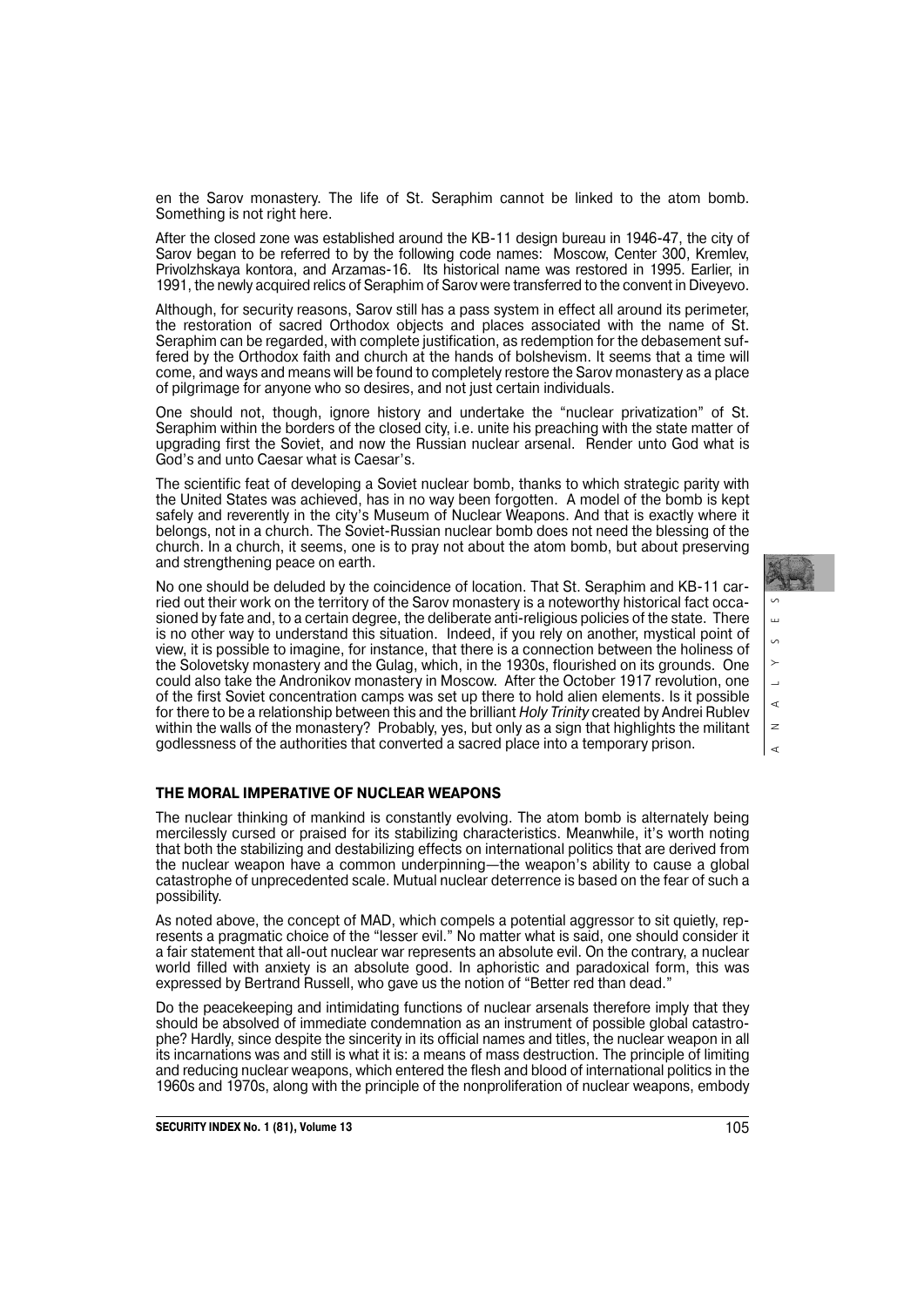en the Sarov monastery. The life of St. Seraphim cannot be linked to the atom bomb. Something is not right here.

After the closed zone was established around the KB-11 design bureau in 1946-47, the city of Sarov began to be referred to by the following code names: Moscow, Center 300, Kremlev, Privolzhskaya kontora, and Arzamas-16. Its historical name was restored in 1995. Earlier, in 1991, the newly acquired relics of Seraphim of Sarov were transferred to the convent in Diveyevo.

Although, for security reasons, Sarov still has a pass system in effect all around its perimeter, the restoration of sacred Orthodox objects and places associated with the name of St. Seraphim can be regarded, with complete justification, as redemption for the debasement suffered by the Orthodox faith and church at the hands of bolshevism. It seems that a time will come, and ways and means will be found to completely restore the Sarov monastery as a place of pilgrimage for anyone who so desires, and not just certain individuals.

One should not, though, ignore history and undertake the "nuclear privatization" of St. Seraphim within the borders of the closed city, i.e. unite his preaching with the state matter of upgrading first the Soviet, and now the Russian nuclear arsenal. Render unto God what is God's and unto Caesar what is Caesar's.

The scientific feat of developing a Soviet nuclear bomb, thanks to which strategic parity with the United States was achieved, has in no way been forgotten. A model of the bomb is kept safely and reverently in the city's Museum of Nuclear Weapons. And that is exactly where it belongs, not in a church. The Soviet-Russian nuclear bomb does not need the blessing of the church. In a church, it seems, one is to pray not about the atom bomb, but about preserving and strengthening peace on earth.

No one should be deluded by the coincidence of location. That St. Seraphim and KB-11 carried out their work on the territory of the Sarov monastery is a noteworthy historical fact occasioned by fate and, to a certain degree, the deliberate anti-religious policies of the state. There is no other way to understand this situation. Indeed, if you rely on another, mystical point of view, it is possible to imagine, for instance, that there is a connection between the holiness of the Solovetsky monastery and the Gulag, which, in the 1930s, flourished on its grounds. One could also take the Andronikov monastery in Moscow. After the October 1917 revolution, one of the first Soviet concentration camps was set up there to hold alien elements. Is it possible for there to be a relationship between this and the brilliant *Holy Trinity* created by Andrei Rublev within the walls of the monastery? Probably, yes, but only as a sign that highlights the militant godlessness of the authorities that converted a sacred place into a temporary prison.

## THE MORAL IMPERATIVE OF NUCLEAR WEAPONS

The nuclear thinking of mankind is constantly evolving. The atom bomb is alternately being mercilessly cursed or praised for its stabilizing characteristics. Meanwhile, it's worth noting that both the stabilizing and destabilizing effects on international politics that are derived from the nuclear weapon have a common underpinning—the weapon's ability to cause a global catastrophe of unprecedented scale. Mutual nuclear deterrence is based on the fear of such a possibility.

As noted above, the concept of MAD, which compels a potential aggressor to sit quietly, represents a pragmatic choice of the "lesser evil." No matter what is said, one should consider it a fair statement that all-out nuclear war represents an absolute evil. On the contrary, a nuclear world filled with anxiety is an absolute good. In aphoristic and paradoxical form, this was expressed by Bertrand Russell, who gave us the notion of "Better red than dead."

Do the peacekeeping and intimidating functions of nuclear arsenals therefore imply that they should be absolved of immediate condemnation as an instrument of possible global catastrophe? Hardly, since despite the sincerity in its official names and titles, the nuclear weapon in all its incarnations was and still is what it is: a means of mass destruction. The principle of limiting and reducing nuclear weapons, which entered the flesh and blood of international politics in the 1960s and 1970s, along with the principle of the nonproliferation of nuclear weapons, embody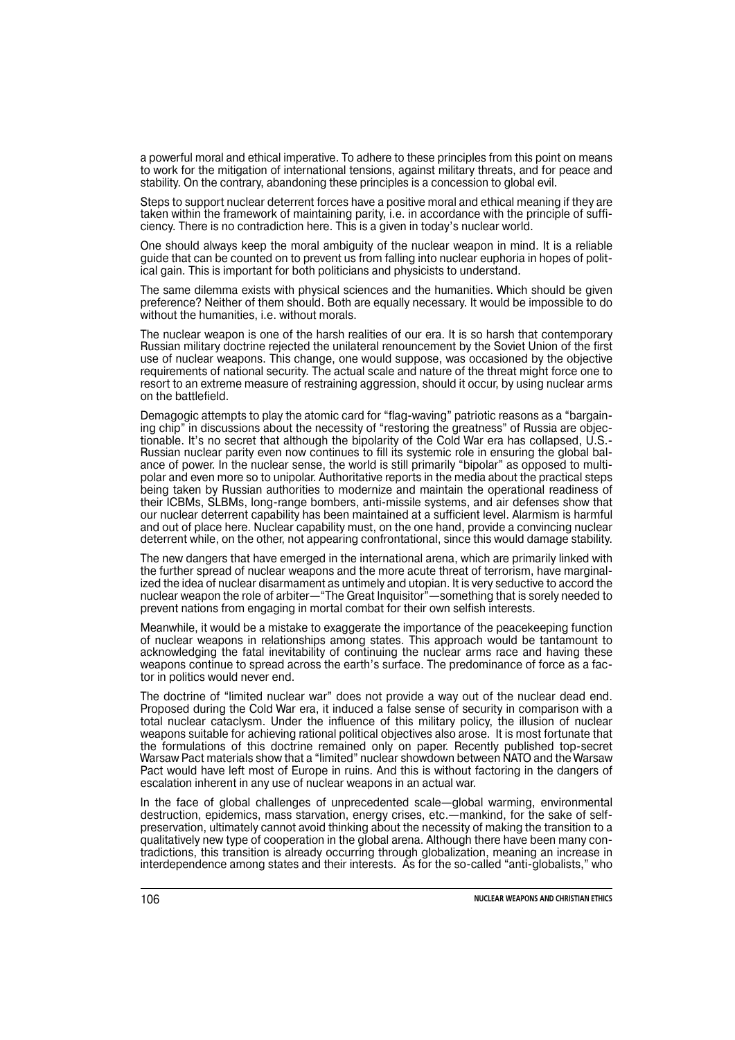a powerful moral and ethical imperative. To adhere to these principles from this point on means to work for the mitigation of international tensions, against military threats, and for peace and stability. On the contrary, abandoning these principles is a concession to global evil.

Steps to support nuclear deterrent forces have a positive moral and ethical meaning if they are taken within the framework of maintaining parity, i.e. in accordance with the principle of sufficiency. There is no contradiction here. This is a given in today's nuclear world.

One should always keep the moral ambiguity of the nuclear weapon in mind. It is a reliable guide that can be counted on to prevent us from falling into nuclear euphoria in hopes of political gain. This is important for both politicians and physicists to understand.

The same dilemma exists with physical sciences and the humanities. Which should be given preference? Neither of them should. Both are equally necessary. It would be impossible to do without the humanities, i.e. without morals.

The nuclear weapon is one of the harsh realities of our era. It is so harsh that contemporary Russian military doctrine rejected the unilateral renouncement by the Soviet Union of the first use of nuclear weapons. This change, one would suppose, was occasioned by the objective requirements of national security. The actual scale and nature of the threat might force one to resort to an extreme measure of restraining aggression, should it occur, by using nuclear arms on the battlefield.

Demagogic attempts to play the atomic card for "flag-waving" patriotic reasons as a "bargaining chip" in discussions about the necessity of "restoring the greatness" of Russia are objectionable. It's no secret that although the bipolarity of the Cold War era has collapsed, U.S.-Russian nuclear parity even now continues to fill its systemic role in ensuring the global balance of power. In the nuclear sense, the world is still primarily "bipolar" as opposed to multipolar and even more so to unipolar. Authoritative reports in the media about the practical steps being taken by Russian authorities to modernize and maintain the operational readiness of their ICBMs, SLBMs, long-range bombers, anti-missile systems, and air defenses show that our nuclear deterrent capability has been maintained at a sufficient level. Alarmism is harmful and out of place here. Nuclear capability must, on the one hand, provide a convincing nuclear deterrent while, on the other, not appearing confrontational, since this would damage stability.

The new dangers that have emerged in the international arena, which are primarily linked with the further spread of nuclear weapons and the more acute threat of terrorism, have marginalized the idea of nuclear disarmament as untimely and utopian. It is very seductive to accord the nuclear weapon the role of arbiter—"The Great Inquisitor"—something that is sorely needed to prevent nations from engaging in mortal combat for their own selfish interests.

Meanwhile, it would be a mistake to exaggerate the importance of the peacekeeping function of nuclear weapons in relationships among states. This approach would be tantamount to acknowledging the fatal inevitability of continuing the nuclear arms race and having these weapons continue to spread across the earth's surface. The predominance of force as a factor in politics would never end.

The doctrine of "limited nuclear war" does not provide a way out of the nuclear dead end. Proposed during the Cold War era, it induced a false sense of security in comparison with a total nuclear cataclysm. Under the influence of this military policy, the illusion of nuclear weapons suitable for achieving rational political objectives also arose. It is most fortunate that the formulations of this doctrine remained only on paper. Recently published top-secret Warsaw Pact materials show that a "limited" nuclear showdown between NATO and the Warsaw Pact would have left most of Europe in ruins. And this is without factoring in the dangers of escalation inherent in any use of nuclear weapons in an actual war.

In the face of global challenges of unprecedented scale—global warming, environmental destruction, epidemics, mass starvation, energy crises, etc.—mankind, for the sake of self-preservation, ultimately cannot avoid thinking about the necessity of making the transition to a qualitatively new type of cooperation in the global arena. Although there have been many contradictions, this transition is already occurring through globalization, meaning an increase in interdependence among states and their interests. As for the so-called "anti-globalists," who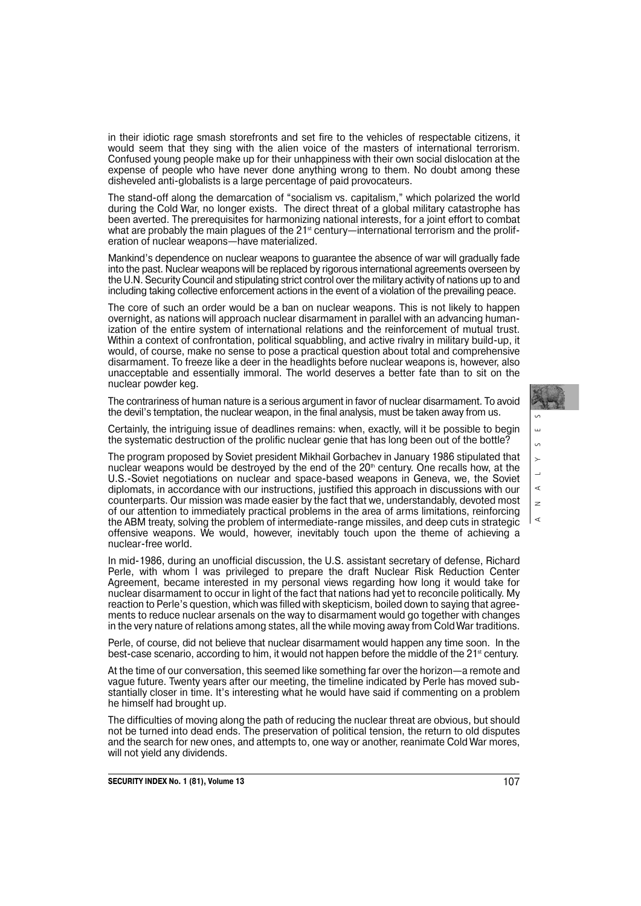in their idiotic rage smash storefronts and set fire to the vehicles of respectable citizens, it would seem that they sing with the alien voice of the masters of international terrorism. Confused young people make up for their unhappiness with their own social dislocation at the expense of people who have never done anything wrong to them. No doubt among these disheveled anti-globalists is a large percentage of paid provocateurs.

The stand-off along the demarcation of "socialism vs. capitalism," which polarized the world during the Cold War, no longer exists. The direct threat of a global military catastrophe has been averted. The prerequisites for harmonizing national interests, for a joint effort to combat what are probably the main plagues of the 21st century—international terrorism and the proliferation of nuclear weapons—have materialized.

Mankind's dependence on nuclear weapons to guarantee the absence of war will gradually fade into the past. Nuclear weapons will be replaced by rigorous international agreements overseen by the U.N. Security Council and stipulating strict control over the military activity of nations up to and including taking collective enforcement actions in the event of a violation of the prevailing peace.

The core of such an order would be a ban on nuclear weapons. This is not likely to happen overnight, as nations will approach nuclear disarmament in parallel with an advancing humanization of the entire system of international relations and the reinforcement of mutual trust. Within a context of confrontation, political squabbling, and active rivalry in military build-up, it would, of course, make no sense to pose a practical question about total and comprehensive disarmament. To freeze like a deer in the headlights before nuclear weapons is, however, also unacceptable and essentially immoral. The world deserves a better fate than to sit on the nuclear powder keg.

The contrariness of human nature is a serious argument in favor of nuclear disarmament. To avoid the devil's temptation, the nuclear weapon, in the final analysis, must be taken away from us.

Certainly, the intriguing issue of deadlines remains: when, exactly, will it be possible to begin the systematic destruction of the prolific nuclear genie that has long been out of the bottle?

The program proposed by Soviet president Mikhail Gorbachev in January 1986 stipulated that nuclear weapons would be destroyed by the end of the 20th century. One recalls how, at the U.S.-Soviet negotiations on nuclear and space-based weapons in Geneva, we, the Soviet diplomats, in accordance with our instructions, justified this approach in discussions with our counterparts. Our mission was made easier by the fact that we, understandably, devoted most of our attention to immediately practical problems in the area of arms limitations, reinforcing the ABM treaty, solving the problem of intermediate-range missiles, and deep cuts in strategic offensive weapons. We would, however, inevitably touch upon the theme of achieving a nuclear-free world.

In mid-1986, during an unofficial discussion, the U.S. assistant secretary of defense, Richard Perle, with whom I was privileged to prepare the draft Nuclear Risk Reduction Center Agreement, became interested in my personal views regarding how long it would take for nuclear disarmament to occur in light of the fact that nations had yet to reconcile politically. My reaction to Perle's question, which was filled with skepticism, boiled down to saying that agreements to reduce nuclear arsenals on the way to disarmament would go together with changes in the very nature of relations among states, all the while moving away from Cold War traditions.

Perle, of course, did not believe that nuclear disarmament would happen any time soon. In the best-case scenario, according to him, it would not happen before the middle of the 21st century.

At the time of our conversation, this seemed like something far over the horizon—a remote and vague future. Twenty years after our meeting, the timeline indicated by Perle has moved substantially closer in time. It's interesting what he would have said if commenting on a problem he himself had brought up.

The difficulties of moving along the path of reducing the nuclear threat are obvious, but should not be turned into dead ends. The preservation of political tension, the return to old disputes and the search for new ones, and attempts to, one way or another, reanimate Cold War mores, will not yield any dividends.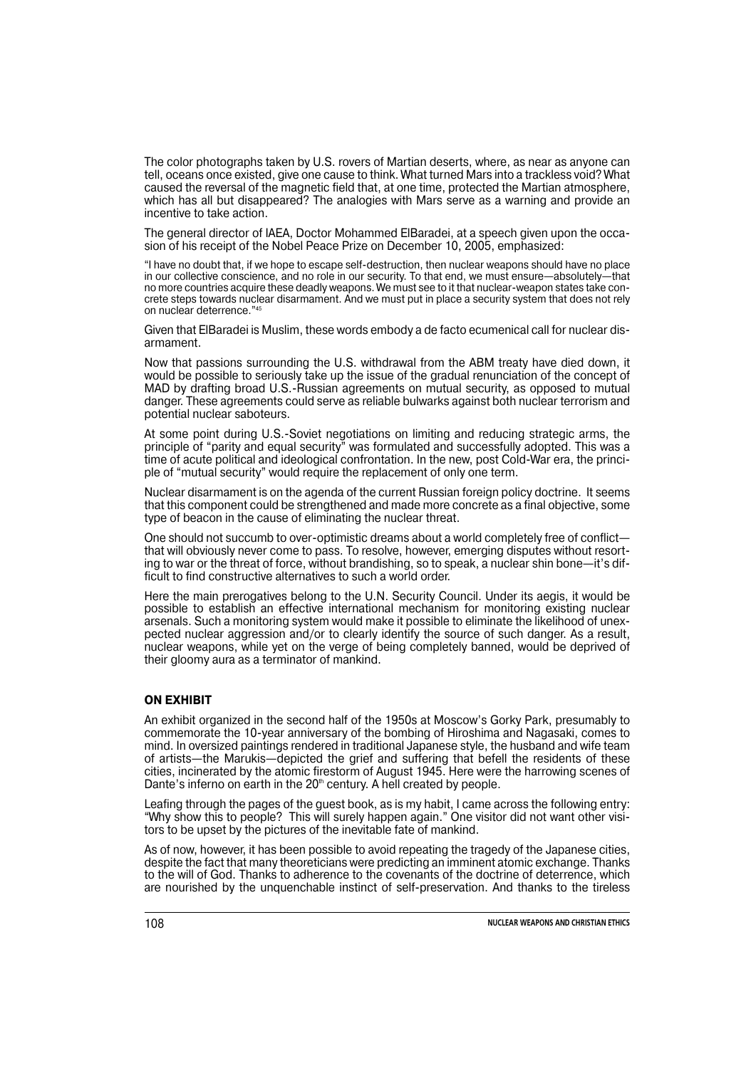The color photographs taken by U.S. rovers of Martian deserts, where, as near as anyone can tell, oceans once existed, give one cause to think. What turned Mars into a trackless void? What caused the reversal of the magnetic field that, at one time, protected the Martian atmosphere, which has all but disappeared? The analogies with Mars serve as a warning and provide an incentive to take action.

The general director of IAEA, Doctor Mohammed ElBaradei, at a speech given upon the occasion of his receipt of the Nobel Peace Prize on December 10, 2005, emphasized:

"I have no doubt that, if we hope to escape self-destruction, then nuclear weapons should have no place in our collective conscience, and no role in our security. To that end, we must ensure—absolutely—that no more countries acquire these deadly weapons. We must see to it that nuclear-weapon states take concrete steps towards nuclear disarmament. And we must put in place a security system that does not rely on nuclear deterrence."[45]

Given that ElBaradei is Muslim, these words embody a de facto ecumenical call for nuclear disarmament.

Now that passions surrounding the U.S. withdrawal from the ABM treaty have died down, it would be possible to seriously take up the issue of the gradual renunciation of the concept of MAD by drafting broad U.S.-Russian agreements on mutual security, as opposed to mutual danger. These agreements could serve as reliable bulwarks against both nuclear terrorism and potential nuclear saboteurs.

At some point during U.S.-Soviet negotiations on limiting and reducing strategic arms, the principle of "parity and equal security" was formulated and successfully adopted. This was a time of acute political and ideological confrontation. In the new, post Cold-War era, the principle of "mutual security" would require the replacement of only one term.

Nuclear disarmament is on the agenda of the current Russian foreign policy doctrine. It seems that this component could be strengthened and made more concrete as a final objective, some type of beacon in the cause of eliminating the nuclear threat.

One should not succumb to over-optimistic dreams about a world completely free of conflict—that will obviously never come to pass. To resolve, however, emerging disputes without resorting to war or the threat of force, without brandishing, so to speak, a nuclear shin bone—it's difficult to find constructive alternatives to such a world order.

Here the main prerogatives belong to the U.N. Security Council. Under its aegis, it would be possible to establish an effective international mechanism for monitoring existing nuclear arsenals. Such a monitoring system would make it possible to eliminate the likelihood of unexpected nuclear aggression and/or to clearly identify the source of such danger. As a result, nuclear weapons, while yet on the verge of being completely banned, would be deprived of their gloomy aura as a terminator of mankind.

## ON EXHIBIT

An exhibit organized in the second half of the 1950s at Moscow's Gorky Park, presumably to commemorate the 10-year anniversary of the bombing of Hiroshima and Nagasaki, comes to mind. In oversized paintings rendered in traditional Japanese style, the husband and wife team of artists—the Marukis—depicted the grief and suffering that befell the residents of these cities, incinerated by the atomic firestorm of August 1945. Here were the harrowing scenes of Dante's inferno on earth in the 20th century. A hell created by people.

Leafing through the pages of the guest book, as is my habit, I came across the following entry: "Why show this to people? This will surely happen again." One visitor did not want other visitors to be upset by the pictures of the inevitable fate of mankind.

As of now, however, it has been possible to avoid repeating the tragedy of the Japanese cities, despite the fact that many theoreticians were predicting an imminent atomic exchange. Thanks to the will of God. Thanks to adherence to the covenants of the doctrine of deterrence, which are nourished by the unquenchable instinct of self-preservation. And thanks to the tireless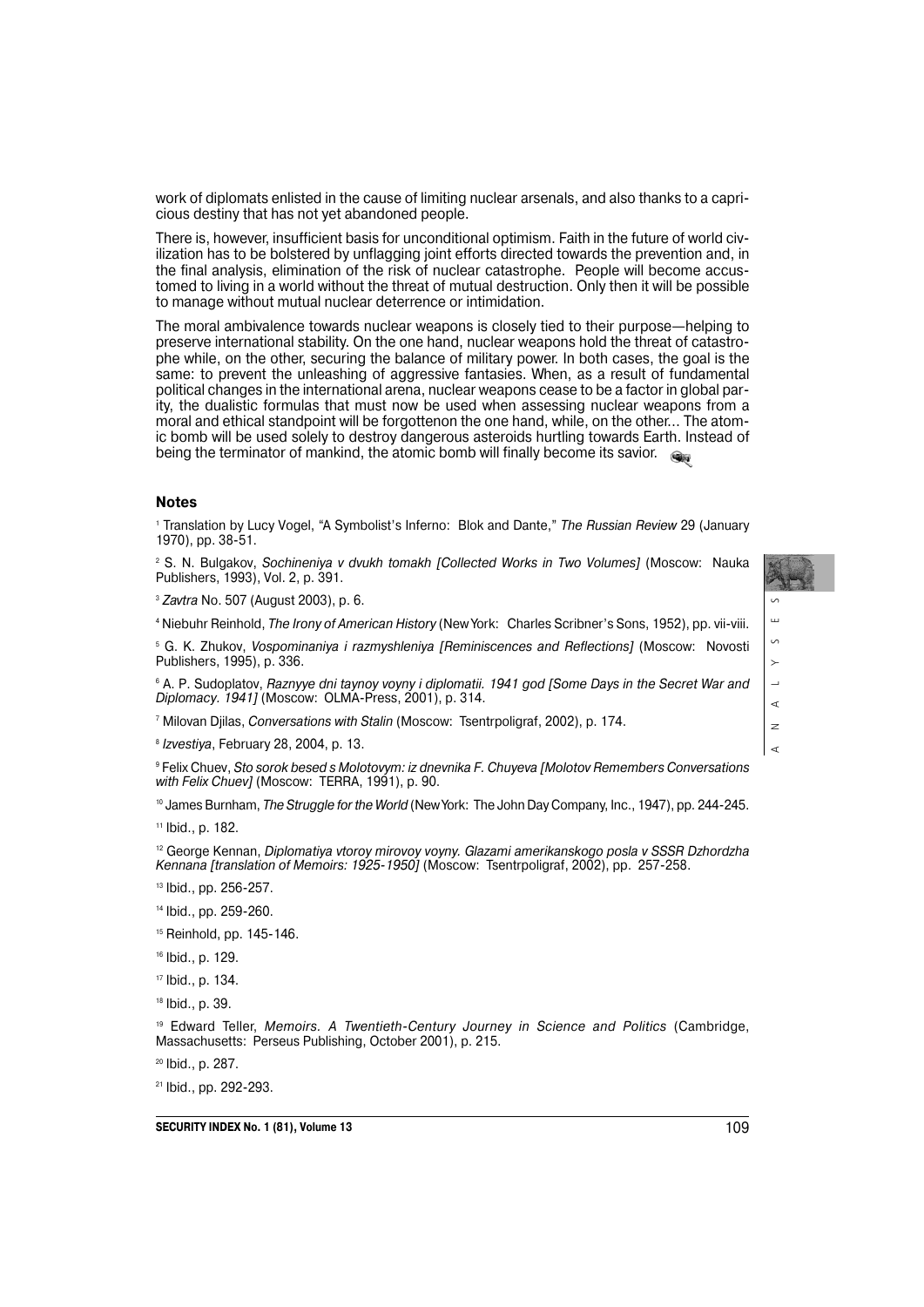work of diplomats enlisted in the cause of limiting nuclear arsenals, and also thanks to a capricious destiny that has not yet abandoned people.

There is, however, insufficient basis for unconditional optimism. Faith in the future of world civilization has to be bolstered by unflagging joint efforts directed towards the prevention and, in the final analysis, elimination of the risk of nuclear catastrophe. People will become accustomed to living in a world without the threat of mutual destruction. Only then it will be possible to manage without mutual nuclear deterrence or intimidation.

The moral ambivalence towards nuclear weapons is closely tied to their purpose—helping to preserve international stability. On the one hand, nuclear weapons hold the threat of catastrophe while, on the other, securing the balance of military power. In both cases, the goal is the same: to prevent the unleashing of aggressive fantasies. When, as a result of fundamental political changes in the international arena, nuclear weapons cease to be a factor in global parity, the dualistic formulas that must now be used when assessing nuclear weapons from a moral and ethical standpoint will be forgottenon the one hand, while, on the other... The atomic bomb will be used solely to destroy dangerous asteroids hurtling towards Earth. Instead of being the terminator of mankind, the atomic bomb will finally become its savior.

### Notes

[1] Translation by Lucy Vogel, "A Symbolist's Inferno: Blok and Dante," *The Russian Review* 29 (January 1970), pp. 38-51.

[2] S. N. Bulgakov, *Sochineniya v dvukh tomakh [Collected Works in Two Volumes]* (Moscow: Nauka Publishers, 1993), Vol. 2, p. 391.

[3] *Zavtra* No. 507 (August 2003), p. 6.

[4] Niebuhr Reinhold, *The Irony of American History* (New York: Charles Scribner's Sons, 1952), pp. vii-viii.

[5] G. K. Zhukov, *Vospominaniya i razmyshleniya [Reminiscences and Reflections]* (Moscow: Novosti Publishers, 1995), p. 336.

[6] A. P. Sudoplatov, *Raznyye dni taynoy voyny i diplomatii. 1941 god [Some Days in the Secret War and Diplomacy. 1941]* (Moscow: OLMA-Press, 2001), p. 314.

[7] Milovan Djilas, *Conversations with Stalin* (Moscow: Tsentrpoligraf, 2002), p. 174.

[8] *Izvestiya*, February 28, 2004, p. 13.

[9] Felix Chuev, *Sto sorok besed s Molotovym: iz dnevnika F. Chuyeva [Molotov Remembers Conversations with Felix Chuev]* (Moscow: TERRA, 1991), p. 90.

[10] James Burnham, *The Struggle for the World* (New York: The John Day Company, Inc., 1947), pp. 244-245.

[11] Ibid., p. 182.

[12] George Kennan, *Diplomatiya vtoroy mirovoy voyny. Glazami amerikanskogo posla v SSSR Dzhordzha Kennana [translation of Memoirs: 1925-1950]* (Moscow: Tsentrpoligraf, 2002), pp. 257-258.

[13] Ibid., pp. 256-257.

[14] Ibid., pp. 259-260.

[15] Reinhold, pp. 145-146.

[16] Ibid., p. 129.

[17] Ibid., p. 134.

[18] Ibid., p. 39.

[19] Edward Teller, *Memoirs. A Twentieth-Century Journey in Science and Politics* (Cambridge, Massachusetts: Perseus Publishing, October 2001), p. 215.

[20] Ibid., p. 287.

[21] Ibid., pp. 292-293.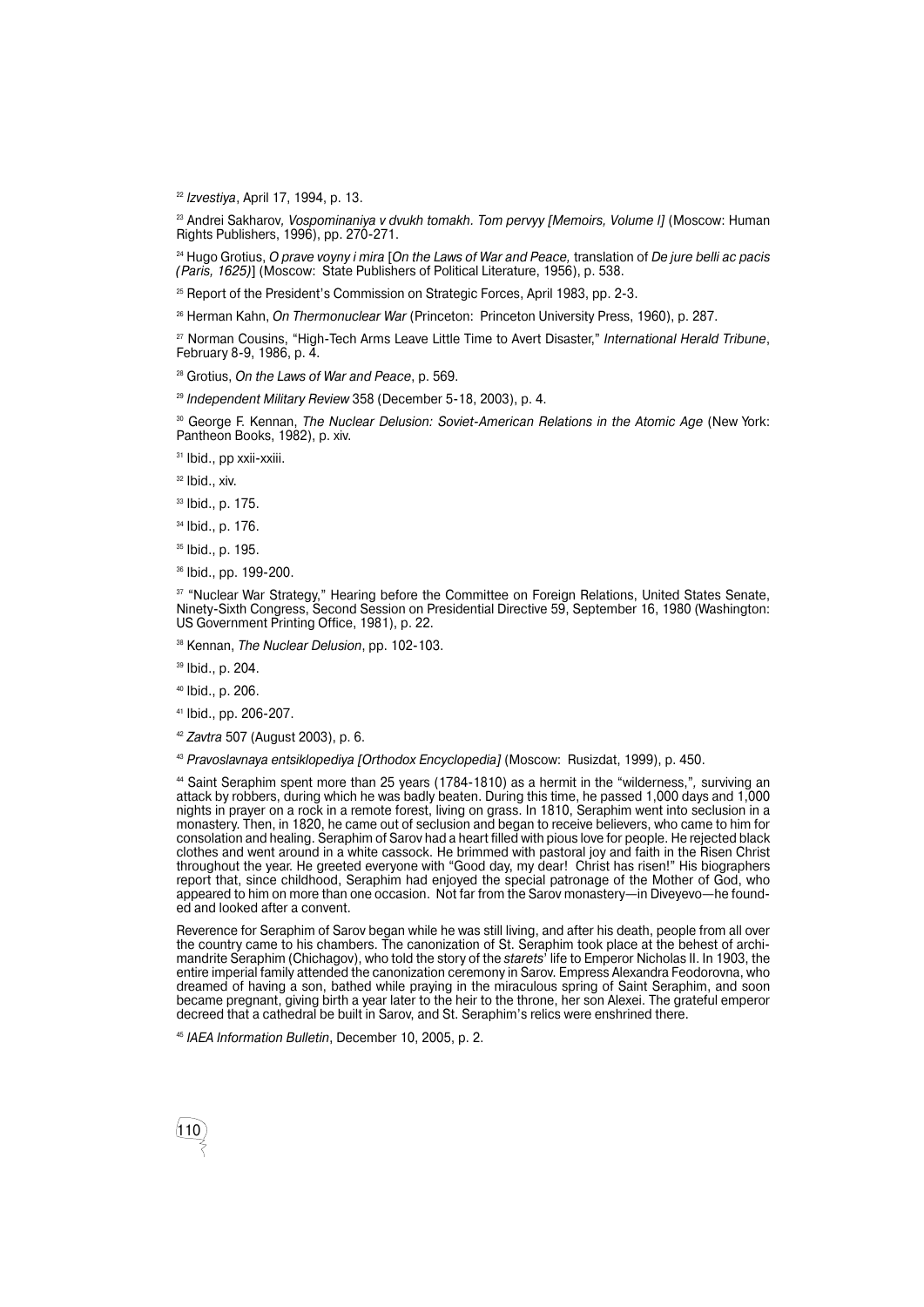[22] *Izvestiya*, April 17, 1994, p. 13.

[23] Andrei Sakharov, *Vospominaniya v dvukh tomakh. Tom pervyy [Memoirs, Volume I]* (Moscow: Human Rights Publishers, 1996), pp. 270-271.

[24] Hugo Grotius, *O prave voyny i mira* [*On the Laws of War and Peace,* translation of *De jure belli ac pacis (Paris, 1625)*] (Moscow: State Publishers of Political Literature, 1956), p. 538.

[25] Report of the President's Commission on Strategic Forces, April 1983, pp. 2-3.

[26] Herman Kahn, *On Thermonuclear War* (Princeton: Princeton University Press, 1960), p. 287.

[27] Norman Cousins, "High-Tech Arms Leave Little Time to Avert Disaster," *International Herald Tribune*, February 8-9, 1986, p. 4.

[28] Grotius, *On the Laws of War and Peace*, p. 569.

[29] *Independent Military Review* 358 (December 5-18, 2003), p. 4.

[30] George F. Kennan, *The Nuclear Delusion: Soviet-American Relations in the Atomic Age* (New York: Pantheon Books, 1982), p. xiv.

[31] Ibid., pp xxii-xxiii.

[32] Ibid., xiv.

[33] Ibid., p. 175.

[34] Ibid., p. 176.

[35] Ibid., p. 195.

[36] Ibid., pp. 199-200.

[37] "Nuclear War Strategy," Hearing before the Committee on Foreign Relations, United States Senate, Ninety-Sixth Congress, Second Session on Presidential Directive 59, September 16, 1980 (Washington: US Government Printing Office, 1981), p. 22.

[38] Kennan, *The Nuclear Delusion*, pp. 102-103.

[39] Ibid., p. 204.

[40] Ibid., p. 206.

[41] Ibid., pp. 206-207.

[42] *Zavtra* 507 (August 2003), p. 6.

[43] *Pravoslavnaya entsiklopediya [Orthodox Encyclopedia]* (Moscow: Rusizdat, 1999), p. 450.

[44] Saint Seraphim spent more than 25 years (1784-1810) as a hermit in the "wilderness,", surviving an attack by robbers, during which he was badly beaten. During this time, he passed 1,000 days and 1,000 nights in prayer on a rock in a remote forest, living on grass. In 1810, Seraphim went into seclusion in a monastery. Then, in 1820, he came out of seclusion and began to receive believers, who came to him for consolation and healing. Seraphim of Sarov had a heart filled with pious love for people. He rejected black clothes and went around in a white cassock. He brimmed with pastoral joy and faith in the Risen Christ throughout the year. He greeted everyone with "Good day, my dear! Christ has risen!" His biographers report that, since childhood, Seraphim had enjoyed the special patronage of the Mother of God, who appeared to him on more than one occasion. Not far from the Sarov monastery—in Diveyevo—he founded and looked after a convent.

Reverence for Seraphim of Sarov began while he was still living, and after his death, people from all over the country came to his chambers. The canonization of St. Seraphim took place at the behest of archimandrite Seraphim (Chichagov), who told the story of the *starets*' life to Emperor Nicholas II. In 1903, the entire imperial family attended the canonization ceremony in Sarov. Empress Alexandra Feodorovna, who dreamed of having a son, bathed while praying in the miraculous spring of Saint Seraphim, and soon became pregnant, giving birth a year later to the heir to the throne, her son Alexei. The grateful emperor decreed that a cathedral be built in Sarov, and St. Seraphim's relics were enshrined there.

[45] *IAEA Information Bulletin*, December 10, 2005, p. 2.